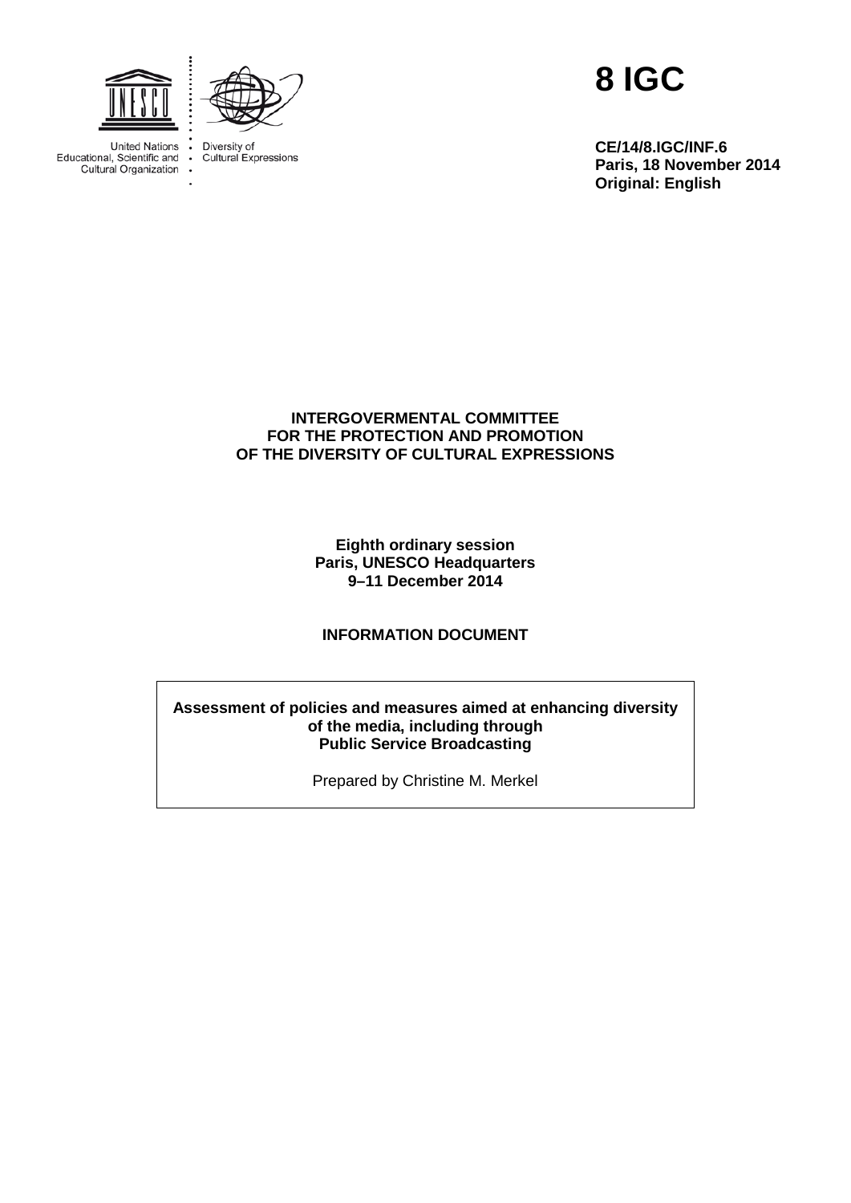United Nations Educational, Scientific and Cultural Organization

Diversity of Cultural Expressions

# 8 IGC

**CE/14/8.IGC/INF.6**
**Paris, 18 November 2014**
**Original: English**

**INTERGOVERMENTAL COMMITTEE**
**FOR THE PROTECTION AND PROMOTION**
**OF THE DIVERSITY OF CULTURAL EXPRESSIONS**

**Eighth ordinary session**
**Paris, UNESCO Headquarters**
**9–11 December 2014**

**INFORMATION DOCUMENT**

**Assessment of policies and measures aimed at enhancing diversity of the media, including through Public Service Broadcasting**

Prepared by Christine M. Merkel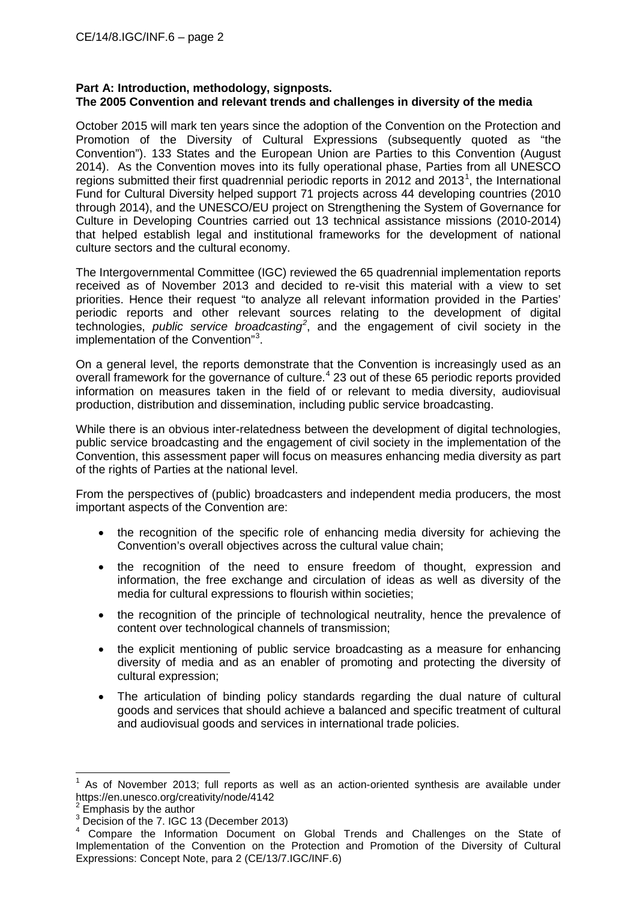**Part A: Introduction, methodology, signposts.**
**The 2005 Convention and relevant trends and challenges in diversity of the media**

October 2015 will mark ten years since the adoption of the Convention on the Protection and Promotion of the Diversity of Cultural Expressions (subsequently quoted as "the Convention"). 133 States and the European Union are Parties to this Convention (August 2014). As the Convention moves into its fully operational phase, Parties from all UNESCO regions submitted their first quadrennial periodic reports in 2012 and 2013[1], the International Fund for Cultural Diversity helped support 71 projects across 44 developing countries (2010 through 2014), and the UNESCO/EU project on Strengthening the System of Governance for Culture in Developing Countries carried out 13 technical assistance missions (2010-2014) that helped establish legal and institutional frameworks for the development of national culture sectors and the cultural economy.

The Intergovernmental Committee (IGC) reviewed the 65 quadrennial implementation reports received as of November 2013 and decided to re-visit this material with a view to set priorities. Hence their request "to analyze all relevant information provided in the Parties' periodic reports and other relevant sources relating to the development of digital technologies, *public service broadcasting*[2], and the engagement of civil society in the implementation of the Convention"[3].

On a general level, the reports demonstrate that the Convention is increasingly used as an overall framework for the governance of culture.[4] 23 out of these 65 periodic reports provided information on measures taken in the field of or relevant to media diversity, audiovisual production, distribution and dissemination, including public service broadcasting.

While there is an obvious inter-relatedness between the development of digital technologies, public service broadcasting and the engagement of civil society in the implementation of the Convention, this assessment paper will focus on measures enhancing media diversity as part of the rights of Parties at the national level.

From the perspectives of (public) broadcasters and independent media producers, the most important aspects of the Convention are:

- the recognition of the specific role of enhancing media diversity for achieving the Convention's overall objectives across the cultural value chain;
- the recognition of the need to ensure freedom of thought, expression and information, the free exchange and circulation of ideas as well as diversity of the media for cultural expressions to flourish within societies;
- the recognition of the principle of technological neutrality, hence the prevalence of content over technological channels of transmission;
- the explicit mentioning of public service broadcasting as a measure for enhancing diversity of media and as an enabler of promoting and protecting the diversity of cultural expression;
- The articulation of binding policy standards regarding the dual nature of cultural goods and services that should achieve a balanced and specific treatment of cultural and audiovisual goods and services in international trade policies.

---

[1] As of November 2013; full reports as well as an action-oriented synthesis are available under https://en.unesco.org/creativity/node/4142

[2] Emphasis by the author

[3] Decision of the 7. IGC 13 (December 2013)

[4] Compare the Information Document on Global Trends and Challenges on the State of Implementation of the Convention on the Protection and Promotion of the Diversity of Cultural Expressions: Concept Note, para 2 (CE/13/7.IGC/INF.6)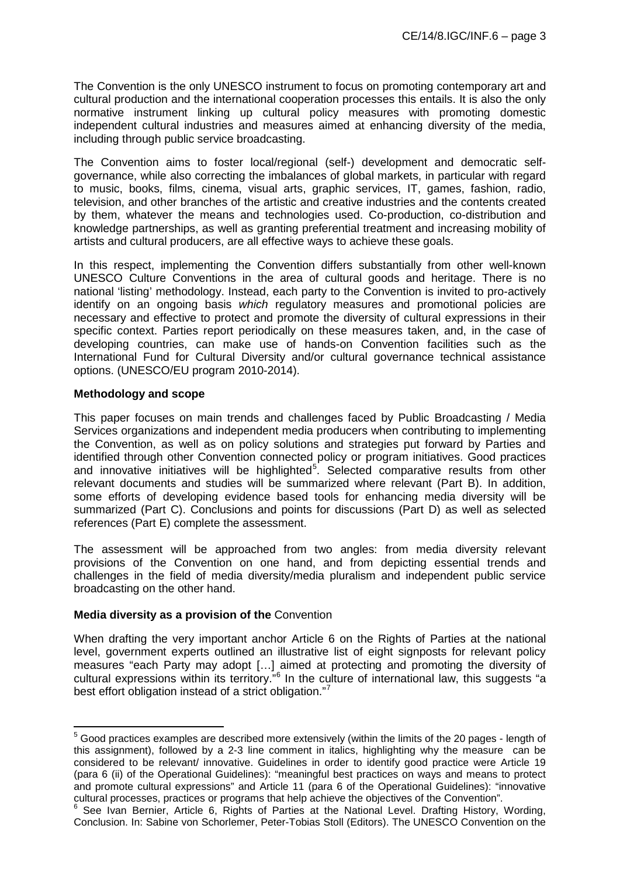The Convention is the only UNESCO instrument to focus on promoting contemporary art and cultural production and the international cooperation processes this entails. It is also the only normative instrument linking up cultural policy measures with promoting domestic independent cultural industries and measures aimed at enhancing diversity of the media, including through public service broadcasting.

The Convention aims to foster local/regional (self-) development and democratic self-governance, while also correcting the imbalances of global markets, in particular with regard to music, books, films, cinema, visual arts, graphic services, IT, games, fashion, radio, television, and other branches of the artistic and creative industries and the contents created by them, whatever the means and technologies used. Co-production, co-distribution and knowledge partnerships, as well as granting preferential treatment and increasing mobility of artists and cultural producers, are all effective ways to achieve these goals.

In this respect, implementing the Convention differs substantially from other well-known UNESCO Culture Conventions in the area of cultural goods and heritage. There is no national 'listing' methodology. Instead, each party to the Convention is invited to pro-actively identify on an ongoing basis *which* regulatory measures and promotional policies are necessary and effective to protect and promote the diversity of cultural expressions in their specific context. Parties report periodically on these measures taken, and, in the case of developing countries, can make use of hands-on Convention facilities such as the International Fund for Cultural Diversity and/or cultural governance technical assistance options. (UNESCO/EU program 2010-2014).

**Methodology and scope**

This paper focuses on main trends and challenges faced by Public Broadcasting / Media Services organizations and independent media producers when contributing to implementing the Convention, as well as on policy solutions and strategies put forward by Parties and identified through other Convention connected policy or program initiatives. Good practices and innovative initiatives will be highlighted[5]. Selected comparative results from other relevant documents and studies will be summarized where relevant (Part B). In addition, some efforts of developing evidence based tools for enhancing media diversity will be summarized (Part C). Conclusions and points for discussions (Part D) as well as selected references (Part E) complete the assessment.

The assessment will be approached from two angles: from media diversity relevant provisions of the Convention on one hand, and from depicting essential trends and challenges in the field of media diversity/media pluralism and independent public service broadcasting on the other hand.

**Media diversity as a provision of the** Convention

When drafting the very important anchor Article 6 on the Rights of Parties at the national level, government experts outlined an illustrative list of eight signposts for relevant policy measures "each Party may adopt […] aimed at protecting and promoting the diversity of cultural expressions within its territory."[6] In the culture of international law, this suggests "a best effort obligation instead of a strict obligation."[7]

---

[5] Good practices examples are described more extensively (within the limits of the 20 pages - length of this assignment), followed by a 2-3 line comment in italics, highlighting why the measure can be considered to be relevant/ innovative. Guidelines in order to identify good practice were Article 19 (para 6 (ii) of the Operational Guidelines): "meaningful best practices on ways and means to protect and promote cultural expressions" and Article 11 (para 6 of the Operational Guidelines): "innovative cultural processes, practices or programs that help achieve the objectives of the Convention".

[6] See Ivan Bernier, Article 6, Rights of Parties at the National Level. Drafting History, Wording, Conclusion. In: Sabine von Schorlemer, Peter-Tobias Stoll (Editors). The UNESCO Convention on the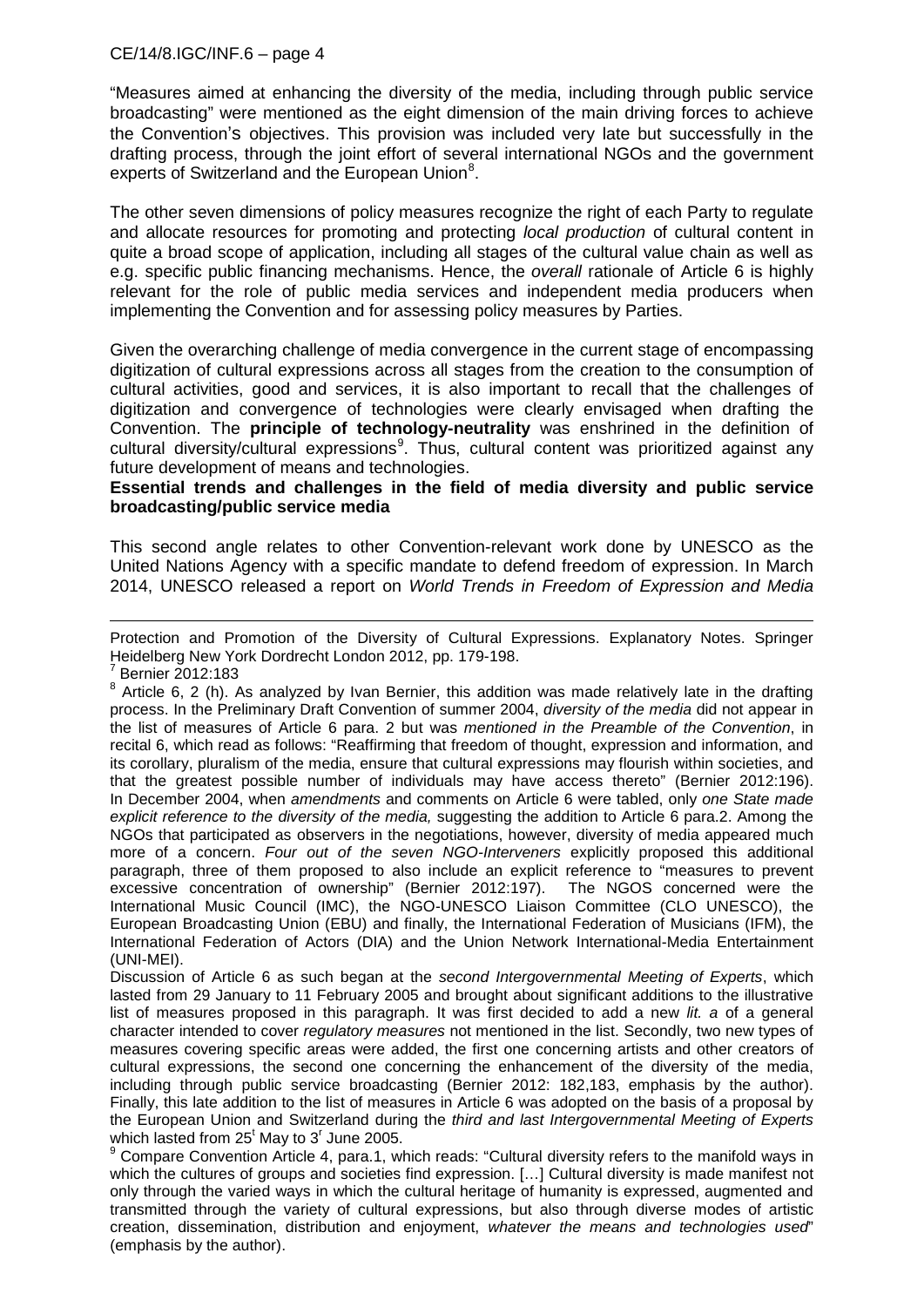"Measures aimed at enhancing the diversity of the media, including through public service broadcasting" were mentioned as the eight dimension of the main driving forces to achieve the Convention's objectives. This provision was included very late but successfully in the drafting process, through the joint effort of several international NGOs and the government experts of Switzerland and the European Union[8].

The other seven dimensions of policy measures recognize the right of each Party to regulate and allocate resources for promoting and protecting *local production* of cultural content in quite a broad scope of application, including all stages of the cultural value chain as well as e.g. specific public financing mechanisms. Hence, the *overall* rationale of Article 6 is highly relevant for the role of public media services and independent media producers when implementing the Convention and for assessing policy measures by Parties.

Given the overarching challenge of media convergence in the current stage of encompassing digitization of cultural expressions across all stages from the creation to the consumption of cultural activities, good and services, it is also important to recall that the challenges of digitization and convergence of technologies were clearly envisaged when drafting the Convention. The **principle of technology-neutrality** was enshrined in the definition of cultural diversity/cultural expressions[9]. Thus, cultural content was prioritized against any future development of means and technologies.

**Essential trends and challenges in the field of media diversity and public service broadcasting/public service media**

This second angle relates to other Convention-relevant work done by UNESCO as the United Nations Agency with a specific mandate to defend freedom of expression. In March 2014, UNESCO released a report on *World Trends in Freedom of Expression and Media*

---

Protection and Promotion of the Diversity of Cultural Expressions. Explanatory Notes. Springer Heidelberg New York Dordrecht London 2012, pp. 179-198.

[7] Bernier 2012:183

[8] Article 6, 2 (h). As analyzed by Ivan Bernier, this addition was made relatively late in the drafting process. In the Preliminary Draft Convention of summer 2004, *diversity of the media* did not appear in the list of measures of Article 6 para. 2 but was *mentioned in the Preamble of the Convention*, in recital 6, which read as follows: "Reaffirming that freedom of thought, expression and information, and its corollary, pluralism of the media, ensure that cultural expressions may flourish within societies, and that the greatest possible number of individuals may have access thereto" (Bernier 2012:196). In December 2004, when *amendments* and comments on Article 6 were tabled, only *one State made explicit reference to the diversity of the media,* suggesting the addition to Article 6 para.2. Among the NGOs that participated as observers in the negotiations, however, diversity of media appeared much more of a concern. *Four out of the seven NGO-Interveners* explicitly proposed this additional paragraph, three of them proposed to also include an explicit reference to "measures to prevent excessive concentration of ownership" (Bernier 2012:197). The NGOS concerned were the International Music Council (IMC), the NGO-UNESCO Liaison Committee (CLO UNESCO), the European Broadcasting Union (EBU) and finally, the International Federation of Musicians (IFM), the International Federation of Actors (DIA) and the Union Network International-Media Entertainment (UNI-MEI).

Discussion of Article 6 as such began at the *second Intergovernmental Meeting of Experts*, which lasted from 29 January to 11 February 2005 and brought about significant additions to the illustrative list of measures proposed in this paragraph. It was first decided to add a new *lit. a* of a general character intended to cover *regulatory measures* not mentioned in the list. Secondly, two new types of measures covering specific areas were added, the first one concerning artists and other creators of cultural expressions, the second one concerning the enhancement of the diversity of the media, including through public service broadcasting (Bernier 2012: 182,183, emphasis by the author). Finally, this late addition to the list of measures in Article 6 was adopted on the basis of a proposal by the European Union and Switzerland during the *third and last Intergovernmental Meeting of Experts* which lasted from 25[t] May to 3[r] June 2005.

[9] Compare Convention Article 4, para.1, which reads: "Cultural diversity refers to the manifold ways in which the cultures of groups and societies find expression. […] Cultural diversity is made manifest not only through the varied ways in which the cultural heritage of humanity is expressed, augmented and transmitted through the variety of cultural expressions, but also through diverse modes of artistic creation, dissemination, distribution and enjoyment, *whatever the means and technologies used*" (emphasis by the author).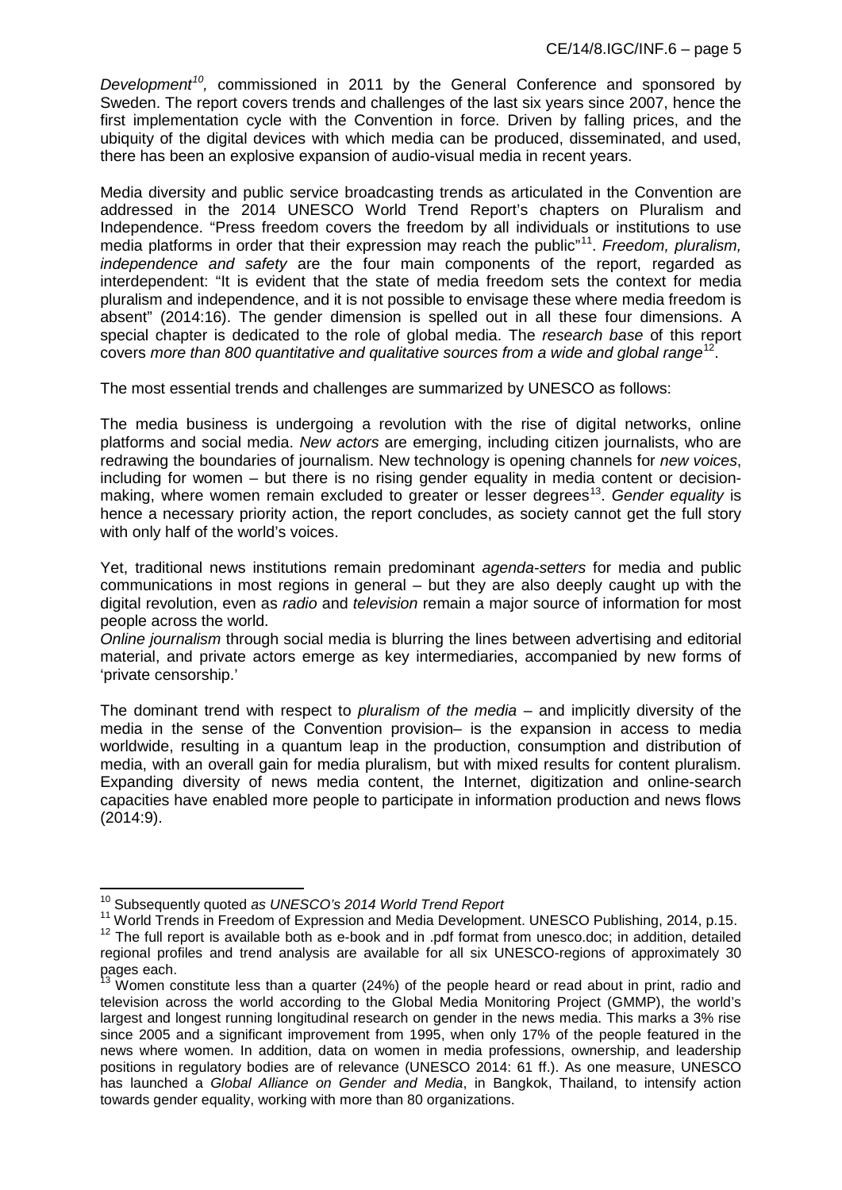*Development*[10], commissioned in 2011 by the General Conference and sponsored by Sweden. The report covers trends and challenges of the last six years since 2007, hence the first implementation cycle with the Convention in force. Driven by falling prices, and the ubiquity of the digital devices with which media can be produced, disseminated, and used, there has been an explosive expansion of audio-visual media in recent years.

Media diversity and public service broadcasting trends as articulated in the Convention are addressed in the 2014 UNESCO World Trend Report's chapters on Pluralism and Independence. "Press freedom covers the freedom by all individuals or institutions to use media platforms in order that their expression may reach the public"[11]. *Freedom, pluralism, independence and safety* are the four main components of the report, regarded as interdependent: "It is evident that the state of media freedom sets the context for media pluralism and independence, and it is not possible to envisage these where media freedom is absent" (2014:16). The gender dimension is spelled out in all these four dimensions. A special chapter is dedicated to the role of global media. The *research base* of this report covers *more than 800 quantitative and qualitative sources from a wide and global range*[12].

The most essential trends and challenges are summarized by UNESCO as follows:

The media business is undergoing a revolution with the rise of digital networks, online platforms and social media. *New actors* are emerging, including citizen journalists, who are redrawing the boundaries of journalism. New technology is opening channels for *new voices*, including for women – but there is no rising gender equality in media content or decision-making, where women remain excluded to greater or lesser degrees[13]. *Gender equality* is hence a necessary priority action, the report concludes, as society cannot get the full story with only half of the world's voices.

Yet, traditional news institutions remain predominant *agenda-setters* for media and public communications in most regions in general – but they are also deeply caught up with the digital revolution, even as *radio* and *television* remain a major source of information for most people across the world.
*Online journalism* through social media is blurring the lines between advertising and editorial material, and private actors emerge as key intermediaries, accompanied by new forms of 'private censorship.'

The dominant trend with respect to *pluralism of the media* – and implicitly diversity of the media in the sense of the Convention provision– is the expansion in access to media worldwide, resulting in a quantum leap in the production, consumption and distribution of media, with an overall gain for media pluralism, but with mixed results for content pluralism. Expanding diversity of news media content, the Internet, digitization and online-search capacities have enabled more people to participate in information production and news flows (2014:9).

---

[10] Subsequently quoted *as UNESCO's 2014 World Trend Report*

[11] World Trends in Freedom of Expression and Media Development. UNESCO Publishing, 2014, p.15.

[12] The full report is available both as e-book and in .pdf format from unesco.doc; in addition, detailed regional profiles and trend analysis are available for all six UNESCO-regions of approximately 30 pages each.

[13] Women constitute less than a quarter (24%) of the people heard or read about in print, radio and television across the world according to the Global Media Monitoring Project (GMMP), the world's largest and longest running longitudinal research on gender in the news media. This marks a 3% rise since 2005 and a significant improvement from 1995, when only 17% of the people featured in the news where women. In addition, data on women in media professions, ownership, and leadership positions in regulatory bodies are of relevance (UNESCO 2014: 61 ff.). As one measure, UNESCO has launched a *Global Alliance on Gender and Media*, in Bangkok, Thailand, to intensify action towards gender equality, working with more than 80 organizations.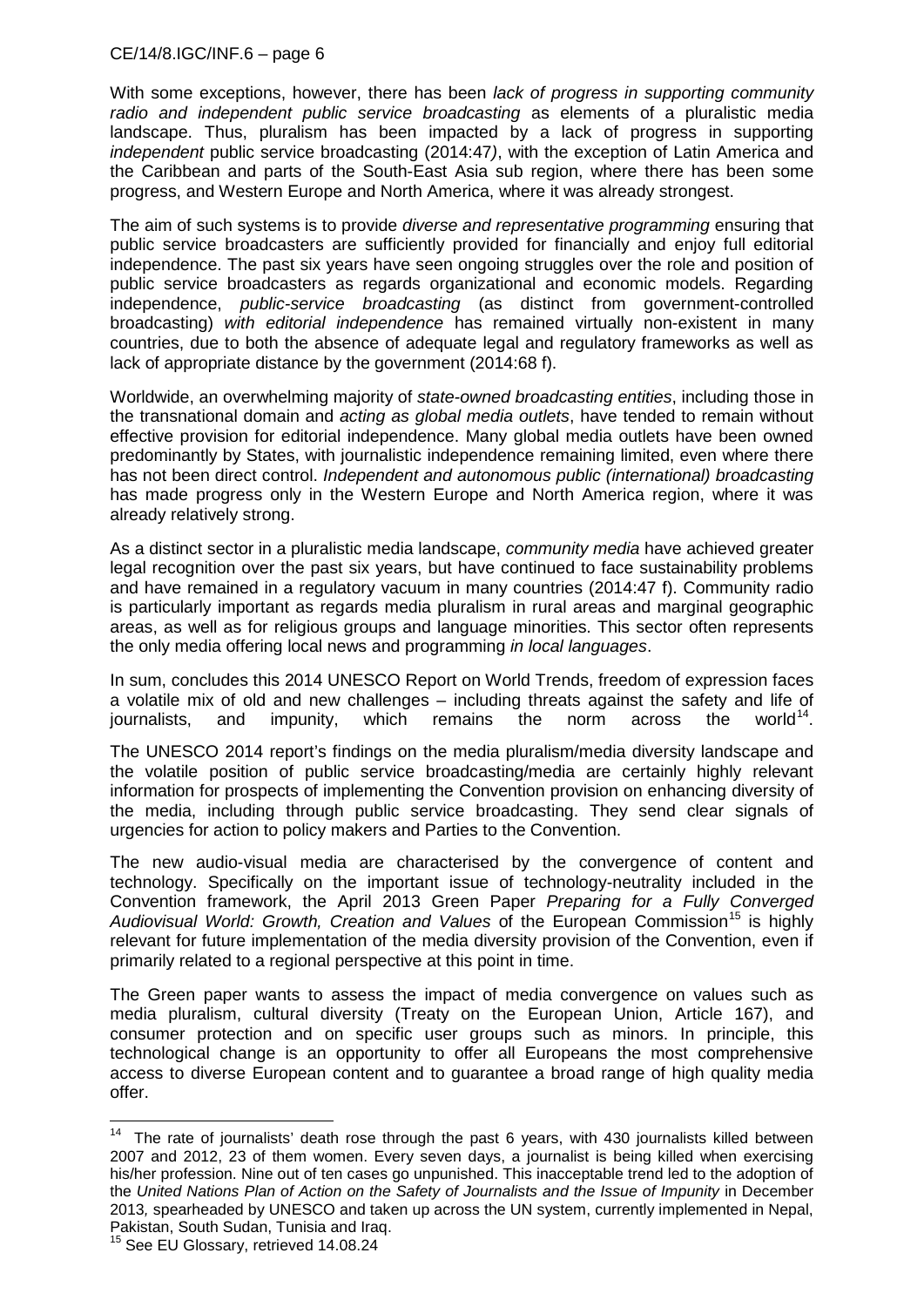With some exceptions, however, there has been *lack of progress in supporting community radio and independent public service broadcasting* as elements of a pluralistic media landscape. Thus, pluralism has been impacted by a lack of progress in supporting *independent* public service broadcasting (2014:47*)*, with the exception of Latin America and the Caribbean and parts of the South-East Asia sub region, where there has been some progress, and Western Europe and North America, where it was already strongest.

The aim of such systems is to provide *diverse and representative programming* ensuring that public service broadcasters are sufficiently provided for financially and enjoy full editorial independence. The past six years have seen ongoing struggles over the role and position of public service broadcasters as regards organizational and economic models. Regarding independence, *public-service broadcasting* (as distinct from government-controlled broadcasting) *with editorial independence* has remained virtually non-existent in many countries, due to both the absence of adequate legal and regulatory frameworks as well as lack of appropriate distance by the government (2014:68 f).

Worldwide, an overwhelming majority of *state-owned broadcasting entities*, including those in the transnational domain and *acting as global media outlets*, have tended to remain without effective provision for editorial independence. Many global media outlets have been owned predominantly by States, with journalistic independence remaining limited, even where there has not been direct control. *Independent and autonomous public (international) broadcasting* has made progress only in the Western Europe and North America region, where it was already relatively strong.

As a distinct sector in a pluralistic media landscape, *community media* have achieved greater legal recognition over the past six years, but have continued to face sustainability problems and have remained in a regulatory vacuum in many countries (2014:47 f). Community radio is particularly important as regards media pluralism in rural areas and marginal geographic areas, as well as for religious groups and language minorities. This sector often represents the only media offering local news and programming *in local languages*.

In sum, concludes this 2014 UNESCO Report on World Trends, freedom of expression faces a volatile mix of old and new challenges – including threats against the safety and life of journalists, and impunity, which remains the norm across the world[14].

The UNESCO 2014 report's findings on the media pluralism/media diversity landscape and the volatile position of public service broadcasting/media are certainly highly relevant information for prospects of implementing the Convention provision on enhancing diversity of the media, including through public service broadcasting. They send clear signals of urgencies for action to policy makers and Parties to the Convention.

The new audio-visual media are characterised by the convergence of content and technology. Specifically on the important issue of technology-neutrality included in the Convention framework, the April 2013 Green Paper *Preparing for a Fully Converged Audiovisual World: Growth, Creation and Values* of the European Commission[15] is highly relevant for future implementation of the media diversity provision of the Convention, even if primarily related to a regional perspective at this point in time.

The Green paper wants to assess the impact of media convergence on values such as media pluralism, cultural diversity (Treaty on the European Union, Article 167), and consumer protection and on specific user groups such as minors. In principle, this technological change is an opportunity to offer all Europeans the most comprehensive access to diverse European content and to guarantee a broad range of high quality media offer.

---

[14] The rate of journalists' death rose through the past 6 years, with 430 journalists killed between 2007 and 2012, 23 of them women. Every seven days, a journalist is being killed when exercising his/her profession. Nine out of ten cases go unpunished. This inacceptable trend led to the adoption of the *United Nations Plan of Action on the Safety of Journalists and the Issue of Impunity* in December 2013*,* spearheaded by UNESCO and taken up across the UN system, currently implemented in Nepal, Pakistan, South Sudan, Tunisia and Iraq.

[15] See EU Glossary, retrieved 14.08.24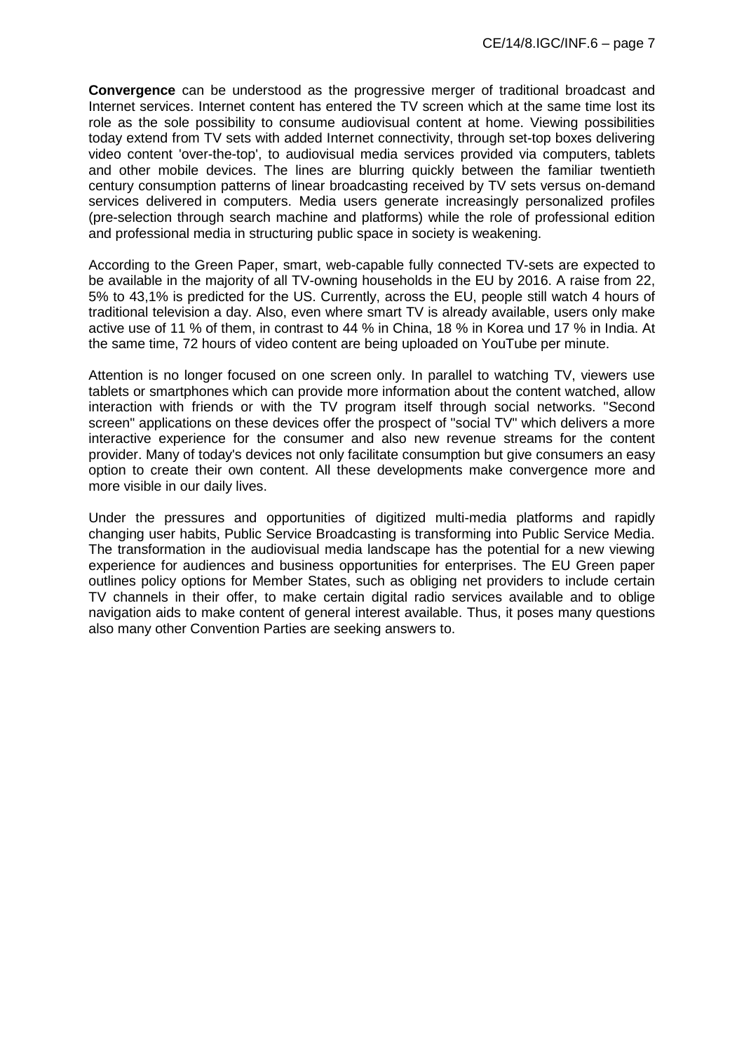**Convergence** can be understood as the progressive merger of traditional broadcast and Internet services. Internet content has entered the TV screen which at the same time lost its role as the sole possibility to consume audiovisual content at home. Viewing possibilities today extend from TV sets with added Internet connectivity, through set-top boxes delivering video content 'over-the-top', to audiovisual media services provided via computers, tablets and other mobile devices. The lines are blurring quickly between the familiar twentieth century consumption patterns of linear broadcasting received by TV sets versus on-demand services delivered in computers. Media users generate increasingly personalized profiles (pre-selection through search machine and platforms) while the role of professional edition and professional media in structuring public space in society is weakening.

According to the Green Paper, smart, web-capable fully connected TV-sets are expected to be available in the majority of all TV-owning households in the EU by 2016. A raise from 22, 5% to 43,1% is predicted for the US. Currently, across the EU, people still watch 4 hours of traditional television a day. Also, even where smart TV is already available, users only make active use of 11 % of them, in contrast to 44 % in China, 18 % in Korea und 17 % in India. At the same time, 72 hours of video content are being uploaded on YouTube per minute.

Attention is no longer focused on one screen only. In parallel to watching TV, viewers use tablets or smartphones which can provide more information about the content watched, allow interaction with friends or with the TV program itself through social networks. "Second screen" applications on these devices offer the prospect of "social TV" which delivers a more interactive experience for the consumer and also new revenue streams for the content provider. Many of today's devices not only facilitate consumption but give consumers an easy option to create their own content. All these developments make convergence more and more visible in our daily lives.

Under the pressures and opportunities of digitized multi-media platforms and rapidly changing user habits, Public Service Broadcasting is transforming into Public Service Media. The transformation in the audiovisual media landscape has the potential for a new viewing experience for audiences and business opportunities for enterprises. The EU Green paper outlines policy options for Member States, such as obliging net providers to include certain TV channels in their offer, to make certain digital radio services available and to oblige navigation aids to make content of general interest available. Thus, it poses many questions also many other Convention Parties are seeking answers to.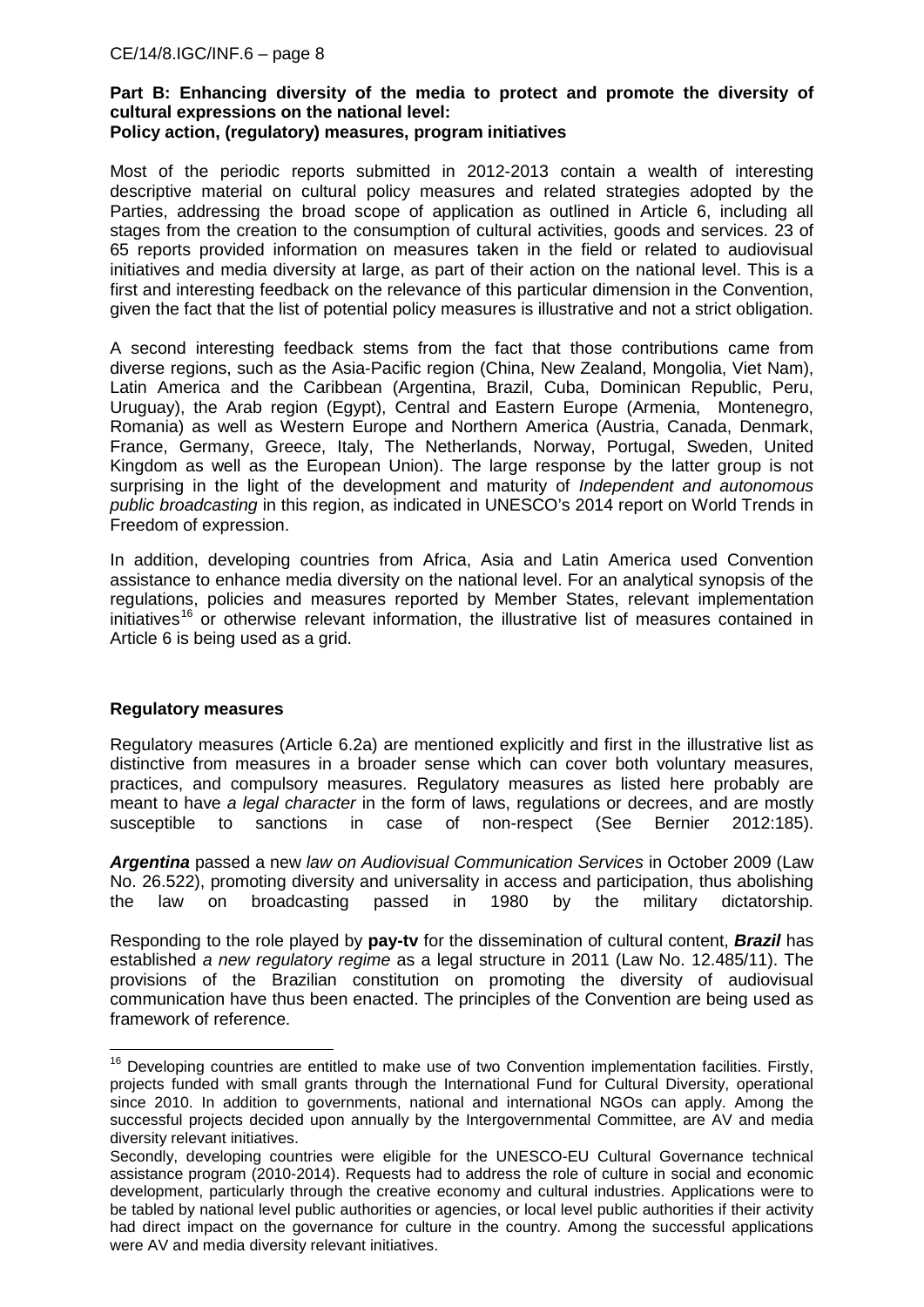**Part B: Enhancing diversity of the media to protect and promote the diversity of cultural expressions on the national level:**
**Policy action, (regulatory) measures, program initiatives**

Most of the periodic reports submitted in 2012-2013 contain a wealth of interesting descriptive material on cultural policy measures and related strategies adopted by the Parties, addressing the broad scope of application as outlined in Article 6, including all stages from the creation to the consumption of cultural activities, goods and services. 23 of 65 reports provided information on measures taken in the field or related to audiovisual initiatives and media diversity at large, as part of their action on the national level. This is a first and interesting feedback on the relevance of this particular dimension in the Convention, given the fact that the list of potential policy measures is illustrative and not a strict obligation.

A second interesting feedback stems from the fact that those contributions came from diverse regions, such as the Asia-Pacific region (China, New Zealand, Mongolia, Viet Nam), Latin America and the Caribbean (Argentina, Brazil, Cuba, Dominican Republic, Peru, Uruguay), the Arab region (Egypt), Central and Eastern Europe (Armenia, Montenegro, Romania) as well as Western Europe and Northern America (Austria, Canada, Denmark, France, Germany, Greece, Italy, The Netherlands, Norway, Portugal, Sweden, United Kingdom as well as the European Union). The large response by the latter group is not surprising in the light of the development and maturity of *Independent and autonomous public broadcasting* in this region, as indicated in UNESCO's 2014 report on World Trends in Freedom of expression.

In addition, developing countries from Africa, Asia and Latin America used Convention assistance to enhance media diversity on the national level. For an analytical synopsis of the regulations, policies and measures reported by Member States, relevant implementation initiatives[16] or otherwise relevant information, the illustrative list of measures contained in Article 6 is being used as a grid.

**Regulatory measures**

Regulatory measures (Article 6.2a) are mentioned explicitly and first in the illustrative list as distinctive from measures in a broader sense which can cover both voluntary measures, practices, and compulsory measures. Regulatory measures as listed here probably are meant to have *a legal character* in the form of laws, regulations or decrees, and are mostly susceptible to sanctions in case of non-respect (See Bernier 2012:185).

***Argentina*** passed a new *law on Audiovisual Communication Services* in October 2009 (Law No. 26.522), promoting diversity and universality in access and participation, thus abolishing the law on broadcasting passed in 1980 by the military dictatorship.

Responding to the role played by **pay-tv** for the dissemination of cultural content, ***Brazil*** has established *a new regulatory regime* as a legal structure in 2011 (Law No. 12.485/11). The provisions of the Brazilian constitution on promoting the diversity of audiovisual communication have thus been enacted. The principles of the Convention are being used as framework of reference.

[16] Developing countries are entitled to make use of two Convention implementation facilities. Firstly, projects funded with small grants through the International Fund for Cultural Diversity, operational since 2010. In addition to governments, national and international NGOs can apply. Among the successful projects decided upon annually by the Intergovernmental Committee, are AV and media diversity relevant initiatives.

Secondly, developing countries were eligible for the UNESCO-EU Cultural Governance technical assistance program (2010-2014). Requests had to address the role of culture in social and economic development, particularly through the creative economy and cultural industries. Applications were to be tabled by national level public authorities or agencies, or local level public authorities if their activity had direct impact on the governance for culture in the country. Among the successful applications were AV and media diversity relevant initiatives.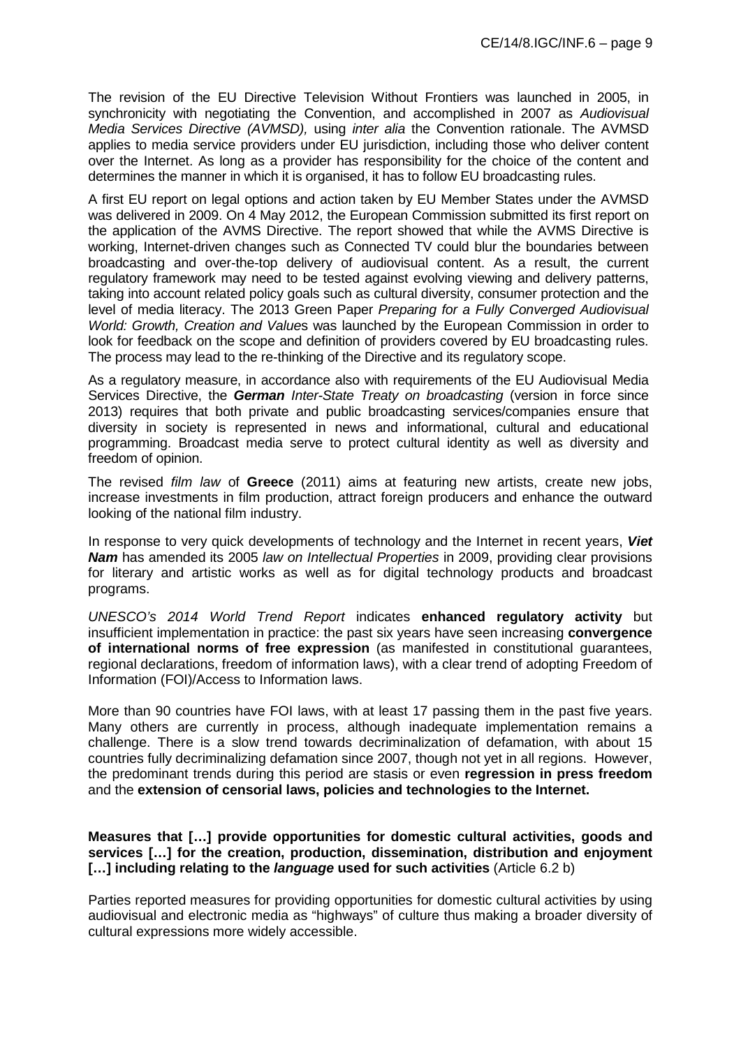The revision of the EU Directive Television Without Frontiers was launched in 2005, in synchronicity with negotiating the Convention, and accomplished in 2007 as *Audiovisual Media Services Directive (AVMSD),* using *inter alia* the Convention rationale. The AVMSD applies to media service providers under EU jurisdiction, including those who deliver content over the Internet. As long as a provider has responsibility for the choice of the content and determines the manner in which it is organised, it has to follow EU broadcasting rules.

A first EU report on legal options and action taken by EU Member States under the AVMSD was delivered in 2009. On 4 May 2012, the European Commission submitted its first report on the application of the AVMS Directive. The report showed that while the AVMS Directive is working, Internet-driven changes such as Connected TV could blur the boundaries between broadcasting and over-the-top delivery of audiovisual content. As a result, the current regulatory framework may need to be tested against evolving viewing and delivery patterns, taking into account related policy goals such as cultural diversity, consumer protection and the level of media literacy. The 2013 Green Paper *Preparing for a Fully Converged Audiovisual World: Growth, Creation and Value*s was launched by the European Commission in order to look for feedback on the scope and definition of providers covered by EU broadcasting rules. The process may lead to the re-thinking of the Directive and its regulatory scope.

As a regulatory measure, in accordance also with requirements of the EU Audiovisual Media Services Directive, the ***German*** *Inter-State Treaty on broadcasting* (version in force since 2013) requires that both private and public broadcasting services/companies ensure that diversity in society is represented in news and informational, cultural and educational programming. Broadcast media serve to protect cultural identity as well as diversity and freedom of opinion.

The revised *film law* of **Greece** (2011) aims at featuring new artists, create new jobs, increase investments in film production, attract foreign producers and enhance the outward looking of the national film industry.

In response to very quick developments of technology and the Internet in recent years, ***Viet Nam*** has amended its 2005 *law on Intellectual Properties* in 2009, providing clear provisions for literary and artistic works as well as for digital technology products and broadcast programs.

*UNESCO's 2014 World Trend Report* indicates **enhanced regulatory activity** but insufficient implementation in practice: the past six years have seen increasing **convergence of international norms of free expression** (as manifested in constitutional guarantees, regional declarations, freedom of information laws), with a clear trend of adopting Freedom of Information (FOI)/Access to Information laws.

More than 90 countries have FOI laws, with at least 17 passing them in the past five years. Many others are currently in process, although inadequate implementation remains a challenge. There is a slow trend towards decriminalization of defamation, with about 15 countries fully decriminalizing defamation since 2007, though not yet in all regions. However, the predominant trends during this period are stasis or even **regression in press freedom** and the **extension of censorial laws, policies and technologies to the Internet.**

**Measures that […] provide opportunities for domestic cultural activities, goods and services […] for the creation, production, dissemination, distribution and enjoyment […] including relating to the *language* used for such activities** (Article 6.2 b)

Parties reported measures for providing opportunities for domestic cultural activities by using audiovisual and electronic media as "highways" of culture thus making a broader diversity of cultural expressions more widely accessible.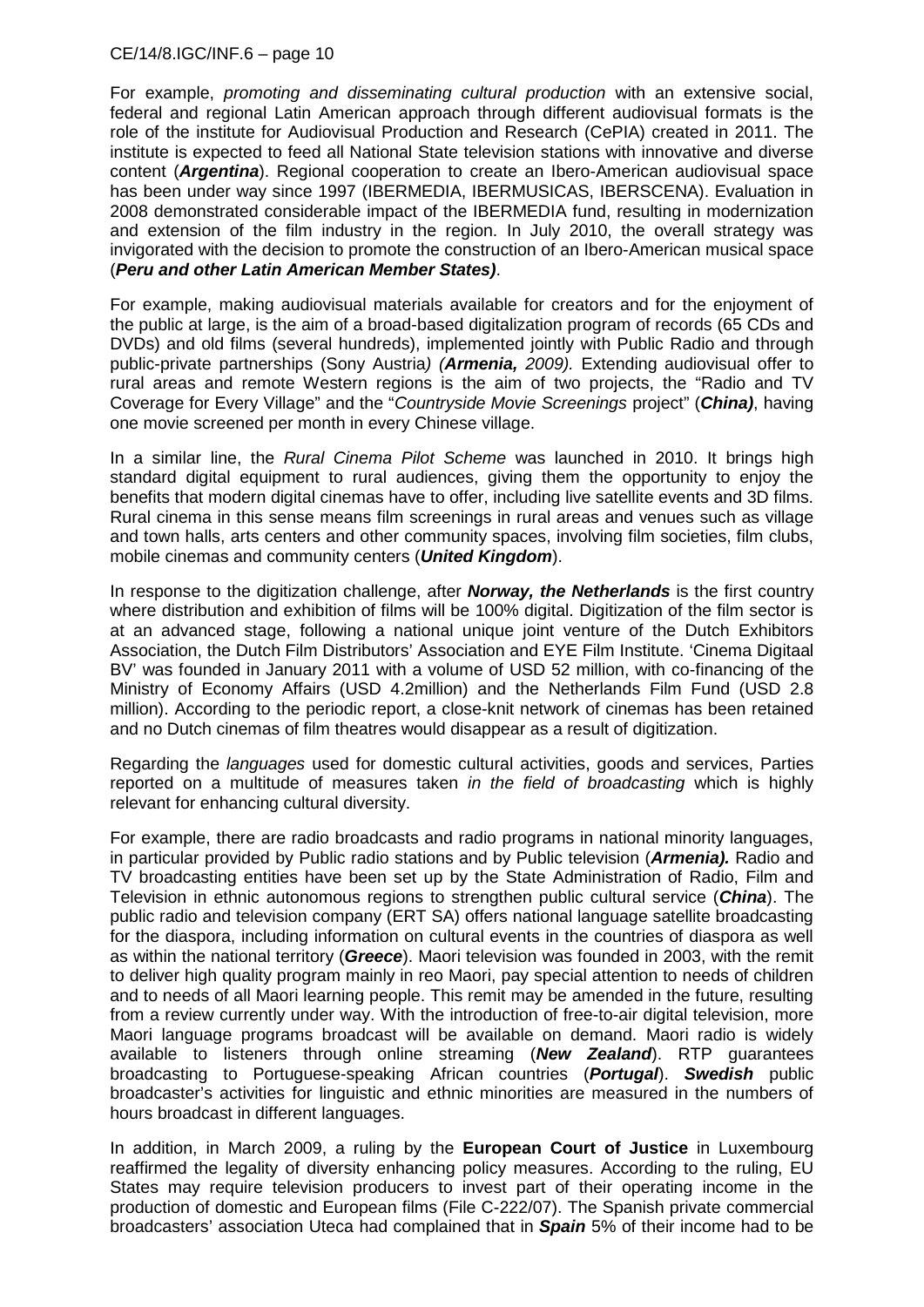For example, *promoting and disseminating cultural production* with an extensive social, federal and regional Latin American approach through different audiovisual formats is the role of the institute for Audiovisual Production and Research (CePIA) created in 2011. The institute is expected to feed all National State television stations with innovative and diverse content (***Argentina***). Regional cooperation to create an Ibero-American audiovisual space has been under way since 1997 (IBERMEDIA, IBERMUSICAS, IBERSCENA). Evaluation in 2008 demonstrated considerable impact of the IBERMEDIA fund, resulting in modernization and extension of the film industry in the region. In July 2010, the overall strategy was invigorated with the decision to promote the construction of an Ibero-American musical space (***Peru and other Latin American Member States)***.

For example, making audiovisual materials available for creators and for the enjoyment of the public at large, is the aim of a broad-based digitalization program of records (65 CDs and DVDs) and old films (several hundreds), implemented jointly with Public Radio and through public-private partnerships (Sony Austria*) (**Armenia,** 2009).* Extending audiovisual offer to rural areas and remote Western regions is the aim of two projects, the "Radio and TV Coverage for Every Village" and the "*Countryside Movie Screenings* project" (***China)***, having one movie screened per month in every Chinese village.

In a similar line, the *Rural Cinema Pilot Scheme* was launched in 2010. It brings high standard digital equipment to rural audiences, giving them the opportunity to enjoy the benefits that modern digital cinemas have to offer, including live satellite events and 3D films. Rural cinema in this sense means film screenings in rural areas and venues such as village and town halls, arts centers and other community spaces, involving film societies, film clubs, mobile cinemas and community centers (***United Kingdom***).

In response to the digitization challenge, after ***Norway, the Netherlands*** is the first country where distribution and exhibition of films will be 100% digital. Digitization of the film sector is at an advanced stage, following a national unique joint venture of the Dutch Exhibitors Association, the Dutch Film Distributors' Association and EYE Film Institute. 'Cinema Digitaal BV' was founded in January 2011 with a volume of USD 52 million, with co-financing of the Ministry of Economy Affairs (USD 4.2million) and the Netherlands Film Fund (USD 2.8 million). According to the periodic report, a close-knit network of cinemas has been retained and no Dutch cinemas of film theatres would disappear as a result of digitization.

Regarding the *languages* used for domestic cultural activities, goods and services, Parties reported on a multitude of measures taken *in the field of broadcasting* which is highly relevant for enhancing cultural diversity.

For example, there are radio broadcasts and radio programs in national minority languages, in particular provided by Public radio stations and by Public television (***Armenia).*** Radio and TV broadcasting entities have been set up by the State Administration of Radio, Film and Television in ethnic autonomous regions to strengthen public cultural service (***China***). The public radio and television company (ERT SA) offers national language satellite broadcasting for the diaspora, including information on cultural events in the countries of diaspora as well as within the national territory (***Greece***). Maori television was founded in 2003, with the remit to deliver high quality program mainly in reo Maori, pay special attention to needs of children and to needs of all Maori learning people. This remit may be amended in the future, resulting from a review currently under way. With the introduction of free-to-air digital television, more Maori language programs broadcast will be available on demand. Maori radio is widely available to listeners through online streaming (***New Zealand***). RTP guarantees broadcasting to Portuguese-speaking African countries (***Portugal***). ***Swedish*** public broadcaster's activities for linguistic and ethnic minorities are measured in the numbers of hours broadcast in different languages.

In addition, in March 2009, a ruling by the **European Court of Justice** in Luxembourg reaffirmed the legality of diversity enhancing policy measures. According to the ruling, EU States may require television producers to invest part of their operating income in the production of domestic and European films (File C-222/07). The Spanish private commercial broadcasters' association Uteca had complained that in ***Spain*** 5% of their income had to be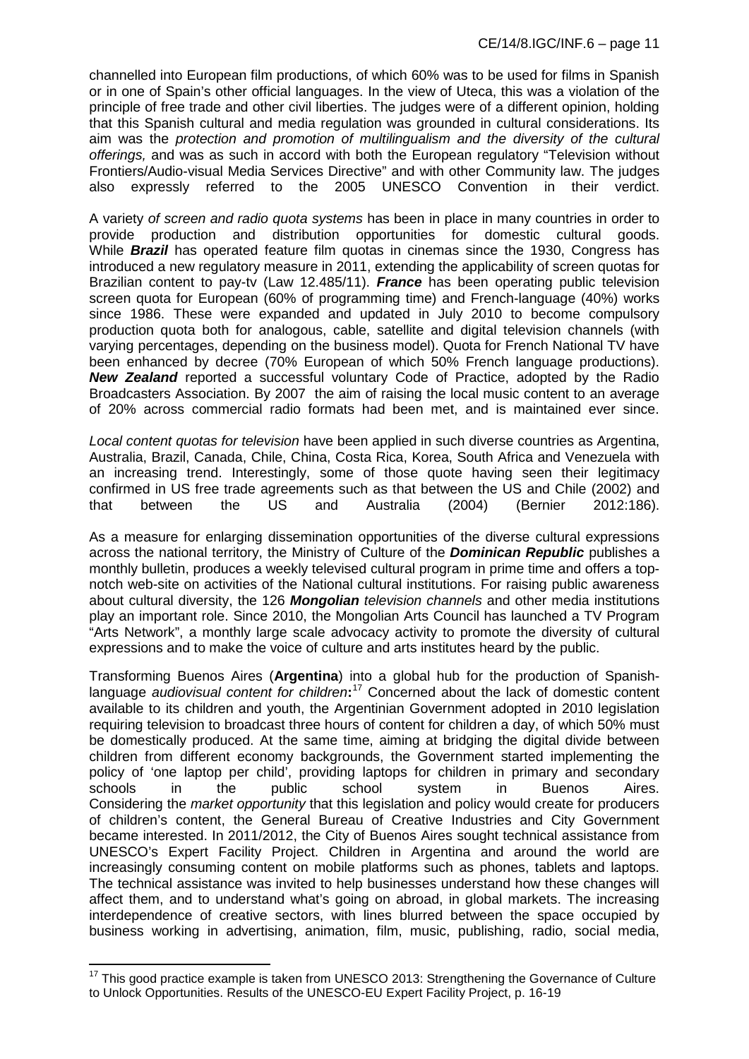channelled into European film productions, of which 60% was to be used for films in Spanish or in one of Spain's other official languages. In the view of Uteca, this was a violation of the principle of free trade and other civil liberties. The judges were of a different opinion, holding that this Spanish cultural and media regulation was grounded in cultural considerations. Its aim was the *protection and promotion of multilingualism and the diversity of the cultural offerings,* and was as such in accord with both the European regulatory "Television without Frontiers/Audio-visual Media Services Directive" and with other Community law. The judges also expressly referred to the 2005 UNESCO Convention in their verdict.

A variety *of screen and radio quota systems* has been in place in many countries in order to provide production and distribution opportunities for domestic cultural goods. While ***Brazil*** has operated feature film quotas in cinemas since the 1930, Congress has introduced a new regulatory measure in 2011, extending the applicability of screen quotas for Brazilian content to pay-tv (Law 12.485/11). ***France*** has been operating public television screen quota for European (60% of programming time) and French-language (40%) works since 1986. These were expanded and updated in July 2010 to become compulsory production quota both for analogous, cable, satellite and digital television channels (with varying percentages, depending on the business model). Quota for French National TV have been enhanced by decree (70% European of which 50% French language productions). ***New Zealand*** reported a successful voluntary Code of Practice, adopted by the Radio Broadcasters Association. By 2007 the aim of raising the local music content to an average of 20% across commercial radio formats had been met, and is maintained ever since.

*Local content quotas for television* have been applied in such diverse countries as Argentina, Australia, Brazil, Canada, Chile, China, Costa Rica, Korea, South Africa and Venezuela with an increasing trend. Interestingly, some of those quote having seen their legitimacy confirmed in US free trade agreements such as that between the US and Chile (2002) and that between the US and Australia (2004) (Bernier 2012:186).

As a measure for enlarging dissemination opportunities of the diverse cultural expressions across the national territory, the Ministry of Culture of the ***Dominican Republic*** publishes a monthly bulletin, produces a weekly televised cultural program in prime time and offers a top-notch web-site on activities of the National cultural institutions. For raising public awareness about cultural diversity, the 126 ***Mongolian*** *television channels* and other media institutions play an important role. Since 2010, the Mongolian Arts Council has launched a TV Program "Arts Network", a monthly large scale advocacy activity to promote the diversity of cultural expressions and to make the voice of culture and arts institutes heard by the public.

Transforming Buenos Aires (**Argentina**) into a global hub for the production of Spanish-language *audiovisual content for children*:[17] Concerned about the lack of domestic content available to its children and youth, the Argentinian Government adopted in 2010 legislation requiring television to broadcast three hours of content for children a day, of which 50% must be domestically produced. At the same time, aiming at bridging the digital divide between children from different economy backgrounds, the Government started implementing the policy of 'one laptop per child', providing laptops for children in primary and secondary schools in the public school system in Buenos Aires. Considering the *market opportunity* that this legislation and policy would create for producers of children's content, the General Bureau of Creative Industries and City Government became interested. In 2011/2012, the City of Buenos Aires sought technical assistance from UNESCO's Expert Facility Project. Children in Argentina and around the world are increasingly consuming content on mobile platforms such as phones, tablets and laptops. The technical assistance was invited to help businesses understand how these changes will affect them, and to understand what's going on abroad, in global markets. The increasing interdependence of creative sectors, with lines blurred between the space occupied by business working in advertising, animation, film, music, publishing, radio, social media,

[17] This good practice example is taken from UNESCO 2013: Strengthening the Governance of Culture to Unlock Opportunities. Results of the UNESCO-EU Expert Facility Project, p. 16-19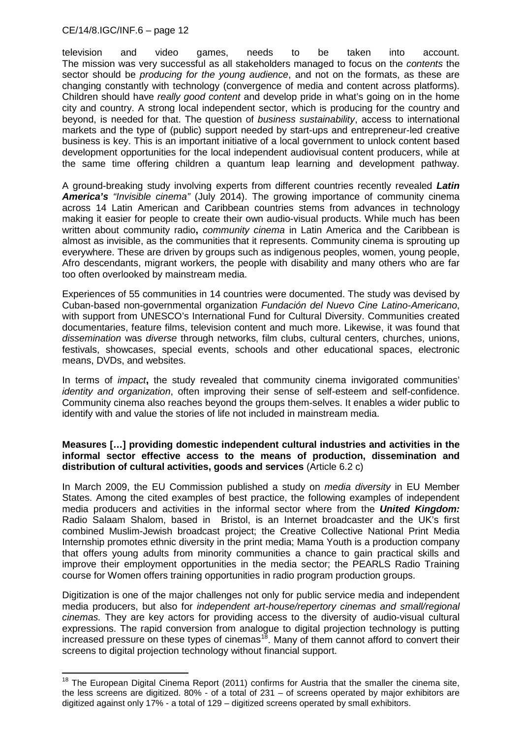television and video games, needs to be taken into account. The mission was very successful as all stakeholders managed to focus on the *contents* the sector should be *producing for the young audience*, and not on the formats, as these are changing constantly with technology (convergence of media and content across platforms). Children should have *really good content* and develop pride in what's going on in the home city and country. A strong local independent sector, which is producing for the country and beyond, is needed for that. The question of *business sustainability*, access to international markets and the type of (public) support needed by start-ups and entrepreneur-led creative business is key. This is an important initiative of a local government to unlock content based development opportunities for the local independent audiovisual content producers, while at the same time offering children a quantum leap learning and development pathway.

A ground-breaking study involving experts from different countries recently revealed ***Latin America's*** *"Invisible cinema"* (July 2014). The growing importance of community cinema across 14 Latin American and Caribbean countries stems from advances in technology making it easier for people to create their own audio-visual products. While much has been written about community radio**,** *community cinema* in Latin America and the Caribbean is almost as invisible, as the communities that it represents. Community cinema is sprouting up everywhere. These are driven by groups such as indigenous peoples, women, young people, Afro descendants, migrant workers, the people with disability and many others who are far too often overlooked by mainstream media.

Experiences of 55 communities in 14 countries were documented. The study was devised by Cuban-based non-governmental organization *Fundación del Nuevo Cine Latino-Americano*, with support from UNESCO's International Fund for Cultural Diversity. Communities created documentaries, feature films, television content and much more. Likewise, it was found that *dissemination* was *diverse* through networks, film clubs, cultural centers, churches, unions, festivals, showcases, special events, schools and other educational spaces, electronic means, DVDs, and websites.

In terms of *impact***,** the study revealed that community cinema invigorated communities' *identity and organization*, often improving their sense of self-esteem and self-confidence. Community cinema also reaches beyond the groups them-selves. It enables a wider public to identify with and value the stories of life not included in mainstream media.

**Measures […] providing domestic independent cultural industries and activities in the informal sector effective access to the means of production, dissemination and distribution of cultural activities, goods and services** (Article 6.2 c)

In March 2009, the EU Commission published a study on *media diversity* in EU Member States. Among the cited examples of best practice, the following examples of independent media producers and activities in the informal sector where from the ***United Kingdom:*** Radio Salaam Shalom, based in Bristol, is an Internet broadcaster and the UK's first combined Muslim-Jewish broadcast project; the Creative Collective National Print Media Internship promotes ethnic diversity in the print media; Mama Youth is a production company that offers young adults from minority communities a chance to gain practical skills and improve their employment opportunities in the media sector; the PEARLS Radio Training course for Women offers training opportunities in radio program production groups.

Digitization is one of the major challenges not only for public service media and independent media producers, but also for *independent art-house/repertory cinemas and small/regional cinemas.* They are key actors for providing access to the diversity of audio-visual cultural expressions. The rapid conversion from analogue to digital projection technology is putting increased pressure on these types of cinemas[18]. Many of them cannot afford to convert their screens to digital projection technology without financial support.

---

[18] The European Digital Cinema Report (2011) confirms for Austria that the smaller the cinema site, the less screens are digitized. 80% - of a total of 231 – of screens operated by major exhibitors are digitized against only 17% - a total of 129 – digitized screens operated by small exhibitors.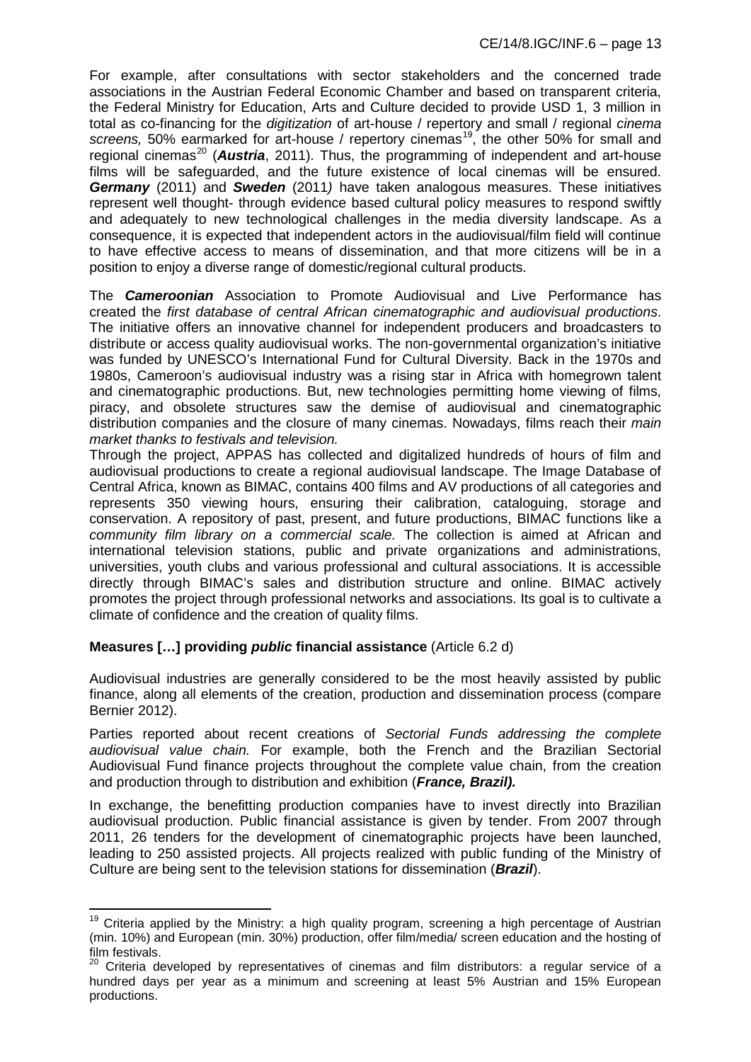For example, after consultations with sector stakeholders and the concerned trade associations in the Austrian Federal Economic Chamber and based on transparent criteria, the Federal Ministry for Education, Arts and Culture decided to provide USD 1, 3 million in total as co-financing for the *digitization* of art-house / repertory and small / regional *cinema screens,* 50% earmarked for art-house / repertory cinemas[19], the other 50% for small and regional cinemas[20] (***Austria***, 2011). Thus, the programming of independent and art-house films will be safeguarded, and the future existence of local cinemas will be ensured. ***Germany*** (2011) and ***Sweden*** (2011*)* have taken analogous measures. These initiatives represent well thought- through evidence based cultural policy measures to respond swiftly and adequately to new technological challenges in the media diversity landscape. As a consequence, it is expected that independent actors in the audiovisual/film field will continue to have effective access to means of dissemination, and that more citizens will be in a position to enjoy a diverse range of domestic/regional cultural products.

The ***Cameroonian*** Association to Promote Audiovisual and Live Performance has created the *first database of central African cinematographic and audiovisual productions*. The initiative offers an innovative channel for independent producers and broadcasters to distribute or access quality audiovisual works. The non-governmental organization's initiative was funded by UNESCO's International Fund for Cultural Diversity. Back in the 1970s and 1980s, Cameroon's audiovisual industry was a rising star in Africa with homegrown talent and cinematographic productions. But, new technologies permitting home viewing of films, piracy, and obsolete structures saw the demise of audiovisual and cinematographic distribution companies and the closure of many cinemas. Nowadays, films reach their *main market thanks to festivals and television.*

Through the project, APPAS has collected and digitalized hundreds of hours of film and audiovisual productions to create a regional audiovisual landscape. The Image Database of Central Africa, known as BIMAC, contains 400 films and AV productions of all categories and represents 350 viewing hours, ensuring their calibration, cataloguing, storage and conservation. A repository of past, present, and future productions, BIMAC functions like a *community film library on a commercial scale.* The collection is aimed at African and international television stations, public and private organizations and administrations, universities, youth clubs and various professional and cultural associations. It is accessible directly through BIMAC's sales and distribution structure and online. BIMAC actively promotes the project through professional networks and associations. Its goal is to cultivate a climate of confidence and the creation of quality films.

**Measures […] providing *public* financial assistance** (Article 6.2 d)

Audiovisual industries are generally considered to be the most heavily assisted by public finance, along all elements of the creation, production and dissemination process (compare Bernier 2012).

Parties reported about recent creations of *Sectorial Funds addressing the complete audiovisual value chain.* For example, both the French and the Brazilian Sectorial Audiovisual Fund finance projects throughout the complete value chain, from the creation and production through to distribution and exhibition (***France, Brazil).***

In exchange, the benefitting production companies have to invest directly into Brazilian audiovisual production. Public financial assistance is given by tender. From 2007 through 2011, 26 tenders for the development of cinematographic projects have been launched, leading to 250 assisted projects. All projects realized with public funding of the Ministry of Culture are being sent to the television stations for dissemination (***Brazil***).

---

[19] Criteria applied by the Ministry: a high quality program, screening a high percentage of Austrian (min. 10%) and European (min. 30%) production, offer film/media/ screen education and the hosting of film festivals.

[20] Criteria developed by representatives of cinemas and film distributors: a regular service of a hundred days per year as a minimum and screening at least 5% Austrian and 15% European productions.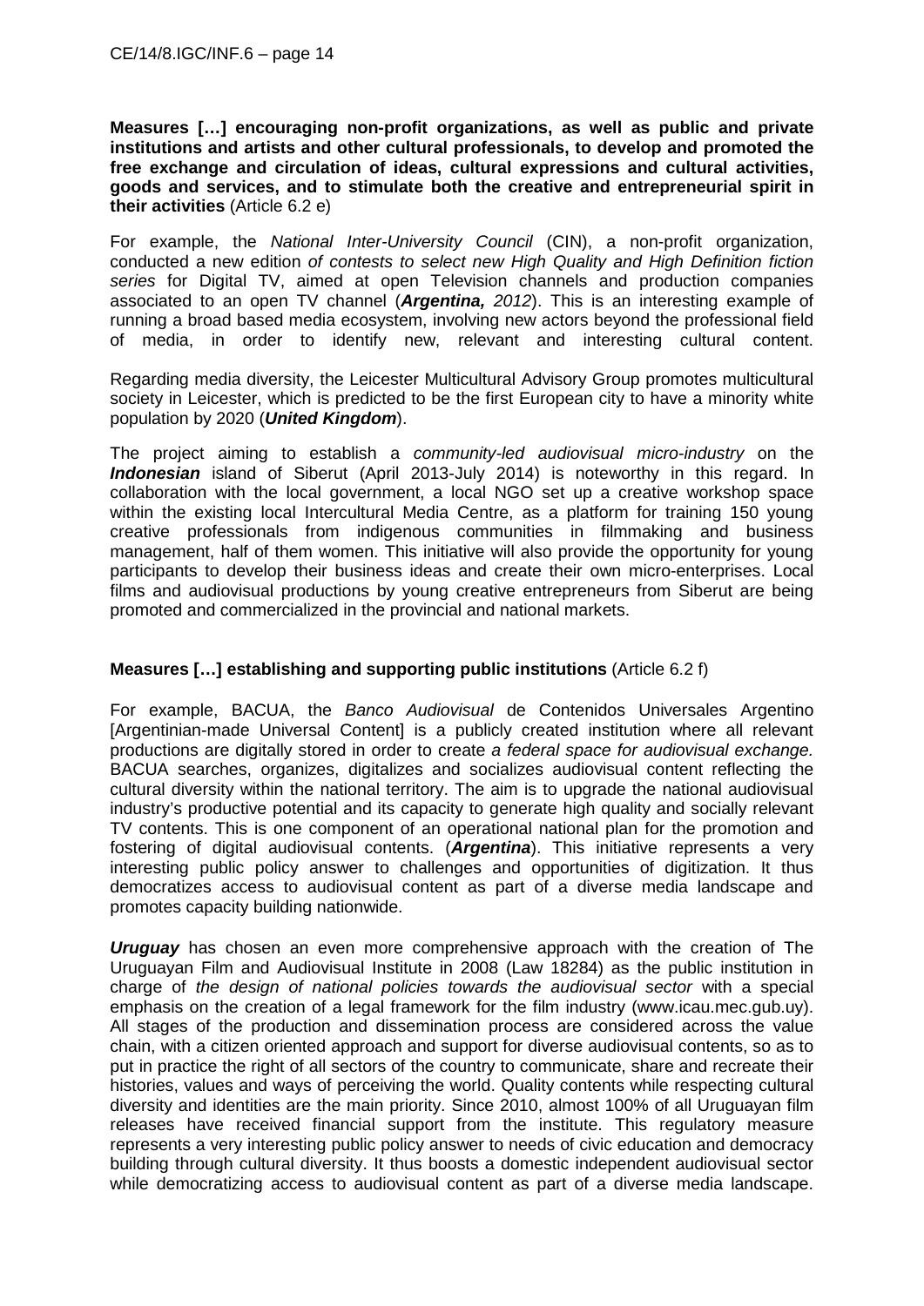**Measures […] encouraging non-profit organizations, as well as public and private institutions and artists and other cultural professionals, to develop and promoted the free exchange and circulation of ideas, cultural expressions and cultural activities, goods and services, and to stimulate both the creative and entrepreneurial spirit in their activities** (Article 6.2 e)

For example, the *National Inter-University Council* (CIN), a non-profit organization, conducted a new edition *of contests to select new High Quality and High Definition fiction series* for Digital TV, aimed at open Television channels and production companies associated to an open TV channel (***Argentina,*** *2012*). This is an interesting example of running a broad based media ecosystem, involving new actors beyond the professional field of media, in order to identify new, relevant and interesting cultural content.

Regarding media diversity, the Leicester Multicultural Advisory Group promotes multicultural society in Leicester, which is predicted to be the first European city to have a minority white population by 2020 (***United Kingdom***).

The project aiming to establish a *community-led audiovisual micro-industry* on the ***Indonesian*** island of Siberut (April 2013-July 2014) is noteworthy in this regard. In collaboration with the local government, a local NGO set up a creative workshop space within the existing local Intercultural Media Centre, as a platform for training 150 young creative professionals from indigenous communities in filmmaking and business management, half of them women. This initiative will also provide the opportunity for young participants to develop their business ideas and create their own micro-enterprises. Local films and audiovisual productions by young creative entrepreneurs from Siberut are being promoted and commercialized in the provincial and national markets.

**Measures […] establishing and supporting public institutions** (Article 6.2 f)

For example, BACUA, the *Banco Audiovisual* de Contenidos Universales Argentino [Argentinian-made Universal Content] is a publicly created institution where all relevant productions are digitally stored in order to create *a federal space for audiovisual exchange.* BACUA searches, organizes, digitalizes and socializes audiovisual content reflecting the cultural diversity within the national territory. The aim is to upgrade the national audiovisual industry's productive potential and its capacity to generate high quality and socially relevant TV contents. This is one component of an operational national plan for the promotion and fostering of digital audiovisual contents. (***Argentina***). This initiative represents a very interesting public policy answer to challenges and opportunities of digitization. It thus democratizes access to audiovisual content as part of a diverse media landscape and promotes capacity building nationwide.

***Uruguay*** has chosen an even more comprehensive approach with the creation of The Uruguayan Film and Audiovisual Institute in 2008 (Law 18284) as the public institution in charge of *the design of national policies towards the audiovisual sector* with a special emphasis on the creation of a legal framework for the film industry (www.icau.mec.gub.uy). All stages of the production and dissemination process are considered across the value chain, with a citizen oriented approach and support for diverse audiovisual contents, so as to put in practice the right of all sectors of the country to communicate, share and recreate their histories, values and ways of perceiving the world. Quality contents while respecting cultural diversity and identities are the main priority. Since 2010, almost 100% of all Uruguayan film releases have received financial support from the institute. This regulatory measure represents a very interesting public policy answer to needs of civic education and democracy building through cultural diversity. It thus boosts a domestic independent audiovisual sector while democratizing access to audiovisual content as part of a diverse media landscape.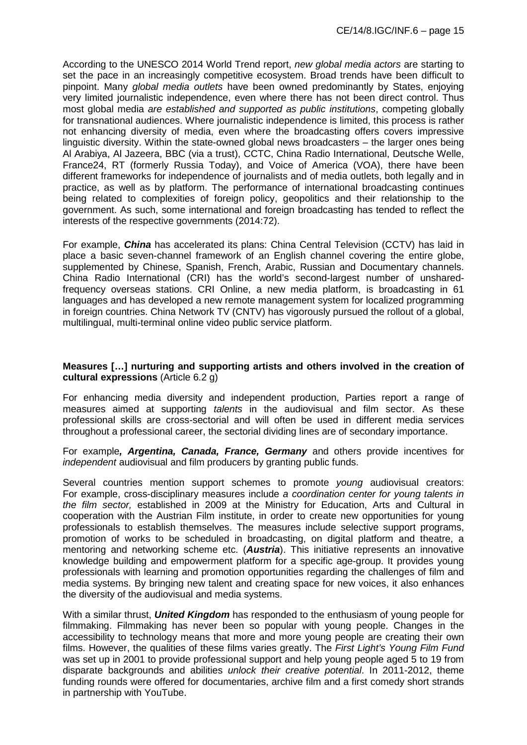According to the UNESCO 2014 World Trend report, *new global media actors* are starting to set the pace in an increasingly competitive ecosystem. Broad trends have been difficult to pinpoint. Many *global media outlets* have been owned predominantly by States, enjoying very limited journalistic independence, even where there has not been direct control. Thus most global media *are established and supported as public institutions*, competing globally for transnational audiences. Where journalistic independence is limited, this process is rather not enhancing diversity of media, even where the broadcasting offers covers impressive linguistic diversity. Within the state-owned global news broadcasters – the larger ones being Al Arabiya, Al Jazeera, BBC (via a trust), CCTC, China Radio International, Deutsche Welle, France24, RT (formerly Russia Today), and Voice of America (VOA), there have been different frameworks for independence of journalists and of media outlets, both legally and in practice, as well as by platform. The performance of international broadcasting continues being related to complexities of foreign policy, geopolitics and their relationship to the government. As such, some international and foreign broadcasting has tended to reflect the interests of the respective governments (2014:72).

For example, ***China*** has accelerated its plans: China Central Television (CCTV) has laid in place a basic seven-channel framework of an English channel covering the entire globe, supplemented by Chinese, Spanish, French, Arabic, Russian and Documentary channels. China Radio International (CRI) has the world's second-largest number of unshared-frequency overseas stations. CRI Online, a new media platform, is broadcasting in 61 languages and has developed a new remote management system for localized programming in foreign countries. China Network TV (CNTV) has vigorously pursued the rollout of a global, multilingual, multi-terminal online video public service platform.

**Measures […] nurturing and supporting artists and others involved in the creation of cultural expressions** (Article 6.2 g)

For enhancing media diversity and independent production, Parties report a range of measures aimed at supporting *talents* in the audiovisual and film sector. As these professional skills are cross-sectorial and will often be used in different media services throughout a professional career, the sectorial dividing lines are of secondary importance.

For example***, Argentina, Canada, France, Germany*** and others provide incentives for *independent* audiovisual and film producers by granting public funds.

Several countries mention support schemes to promote *young* audiovisual creators: For example, cross-disciplinary measures include *a coordination center for young talents in the film sector,* established in 2009 at the Ministry for Education, Arts and Cultural in cooperation with the Austrian Film institute, in order to create new opportunities for young professionals to establish themselves. The measures include selective support programs, promotion of works to be scheduled in broadcasting, on digital platform and theatre, a mentoring and networking scheme etc. (***Austria***). This initiative represents an innovative knowledge building and empowerment platform for a specific age-group. It provides young professionals with learning and promotion opportunities regarding the challenges of film and media systems. By bringing new talent and creating space for new voices, it also enhances the diversity of the audiovisual and media systems.

With a similar thrust, ***United Kingdom*** has responded to the enthusiasm of young people for filmmaking. Filmmaking has never been so popular with young people. Changes in the accessibility to technology means that more and more young people are creating their own films. However, the qualities of these films varies greatly. The *First Light's Young Film Fund* was set up in 2001 to provide professional support and help young people aged 5 to 19 from disparate backgrounds and abilities *unlock their creative potential*. In 2011-2012, theme funding rounds were offered for documentaries, archive film and a first comedy short strands in partnership with YouTube.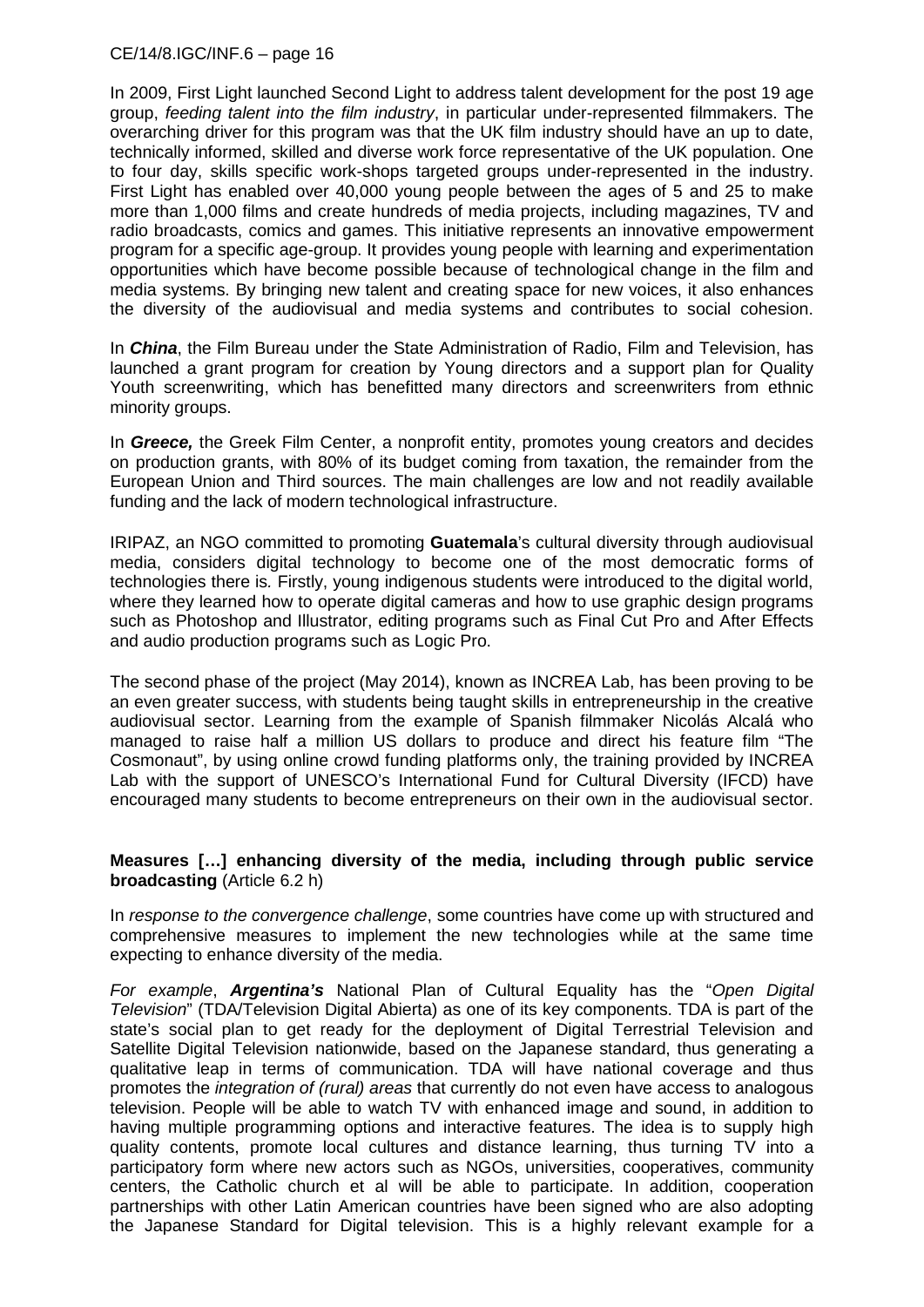In 2009, First Light launched Second Light to address talent development for the post 19 age group, *feeding talent into the film industry*, in particular under-represented filmmakers. The overarching driver for this program was that the UK film industry should have an up to date, technically informed, skilled and diverse work force representative of the UK population. One to four day, skills specific work-shops targeted groups under-represented in the industry. First Light has enabled over 40,000 young people between the ages of 5 and 25 to make more than 1,000 films and create hundreds of media projects, including magazines, TV and radio broadcasts, comics and games. This initiative represents an innovative empowerment program for a specific age-group. It provides young people with learning and experimentation opportunities which have become possible because of technological change in the film and media systems. By bringing new talent and creating space for new voices, it also enhances the diversity of the audiovisual and media systems and contributes to social cohesion.

In ***China***, the Film Bureau under the State Administration of Radio, Film and Television, has launched a grant program for creation by Young directors and a support plan for Quality Youth screenwriting, which has benefitted many directors and screenwriters from ethnic minority groups.

In ***Greece,*** the Greek Film Center, a nonprofit entity, promotes young creators and decides on production grants, with 80% of its budget coming from taxation, the remainder from the European Union and Third sources. The main challenges are low and not readily available funding and the lack of modern technological infrastructure.

IRIPAZ, an NGO committed to promoting **Guatemala**'s cultural diversity through audiovisual media, considers digital technology to become one of the most democratic forms of technologies there is. Firstly, young indigenous students were introduced to the digital world, where they learned how to operate digital cameras and how to use graphic design programs such as Photoshop and Illustrator, editing programs such as Final Cut Pro and After Effects and audio production programs such as Logic Pro.

The second phase of the project (May 2014), known as INCREA Lab, has been proving to be an even greater success, with students being taught skills in entrepreneurship in the creative audiovisual sector. Learning from the example of Spanish filmmaker Nicolás Alcalá who managed to raise half a million US dollars to produce and direct his feature film "The Cosmonaut", by using online crowd funding platforms only, the training provided by INCREA Lab with the support of UNESCO's International Fund for Cultural Diversity (IFCD) have encouraged many students to become entrepreneurs on their own in the audiovisual sector.

**Measures […] enhancing diversity of the media, including through public service broadcasting** (Article 6.2 h)

In *response to the convergence challenge*, some countries have come up with structured and comprehensive measures to implement the new technologies while at the same time expecting to enhance diversity of the media.

*For example*, ***Argentina's*** National Plan of Cultural Equality has the "*Open Digital Television*" (TDA/Television Digital Abierta) as one of its key components. TDA is part of the state's social plan to get ready for the deployment of Digital Terrestrial Television and Satellite Digital Television nationwide, based on the Japanese standard, thus generating a qualitative leap in terms of communication. TDA will have national coverage and thus promotes the *integration of (rural) areas* that currently do not even have access to analogous television. People will be able to watch TV with enhanced image and sound, in addition to having multiple programming options and interactive features. The idea is to supply high quality contents, promote local cultures and distance learning, thus turning TV into a participatory form where new actors such as NGOs, universities, cooperatives, community centers, the Catholic church et al will be able to participate. In addition, cooperation partnerships with other Latin American countries have been signed who are also adopting the Japanese Standard for Digital television. This is a highly relevant example for a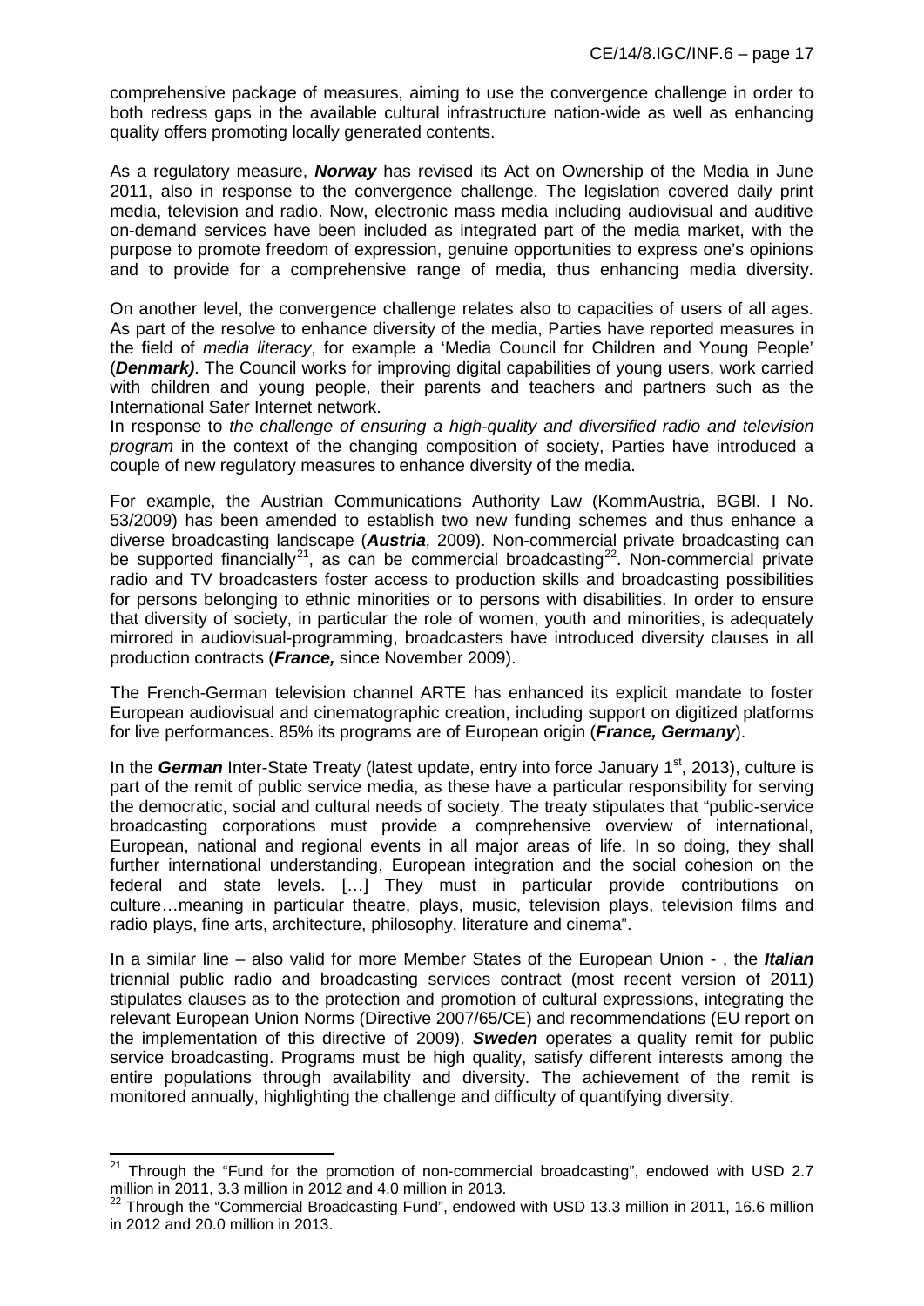comprehensive package of measures, aiming to use the convergence challenge in order to both redress gaps in the available cultural infrastructure nation-wide as well as enhancing quality offers promoting locally generated contents.

As a regulatory measure, ***Norway*** has revised its Act on Ownership of the Media in June 2011, also in response to the convergence challenge. The legislation covered daily print media, television and radio. Now, electronic mass media including audiovisual and auditive on-demand services have been included as integrated part of the media market, with the purpose to promote freedom of expression, genuine opportunities to express one's opinions and to provide for a comprehensive range of media, thus enhancing media diversity.

On another level, the convergence challenge relates also to capacities of users of all ages. As part of the resolve to enhance diversity of the media, Parties have reported measures in the field of *media literacy*, for example a 'Media Council for Children and Young People' (***Denmark)***. The Council works for improving digital capabilities of young users, work carried with children and young people, their parents and teachers and partners such as the International Safer Internet network.

In response to *the challenge of ensuring a high-quality and diversified radio and television program* in the context of the changing composition of society, Parties have introduced a couple of new regulatory measures to enhance diversity of the media.

For example, the Austrian Communications Authority Law (KommAustria, BGBl. I No. 53/2009) has been amended to establish two new funding schemes and thus enhance a diverse broadcasting landscape (***Austria***, 2009). Non-commercial private broadcasting can be supported financially[21], as can be commercial broadcasting[22]. Non-commercial private radio and TV broadcasters foster access to production skills and broadcasting possibilities for persons belonging to ethnic minorities or to persons with disabilities. In order to ensure that diversity of society, in particular the role of women, youth and minorities, is adequately mirrored in audiovisual-programming, broadcasters have introduced diversity clauses in all production contracts (***France,*** since November 2009).

The French-German television channel ARTE has enhanced its explicit mandate to foster European audiovisual and cinematographic creation, including support on digitized platforms for live performances. 85% its programs are of European origin (***France, Germany***).

In the ***German*** Inter-State Treaty (latest update, entry into force January 1st, 2013), culture is part of the remit of public service media, as these have a particular responsibility for serving the democratic, social and cultural needs of society. The treaty stipulates that "public-service broadcasting corporations must provide a comprehensive overview of international, European, national and regional events in all major areas of life. In so doing, they shall further international understanding, European integration and the social cohesion on the federal and state levels. […] They must in particular provide contributions on culture…meaning in particular theatre, plays, music, television plays, television films and radio plays, fine arts, architecture, philosophy, literature and cinema".

In a similar line – also valid for more Member States of the European Union - , the ***Italian*** triennial public radio and broadcasting services contract (most recent version of 2011) stipulates clauses as to the protection and promotion of cultural expressions, integrating the relevant European Union Norms (Directive 2007/65/CE) and recommendations (EU report on the implementation of this directive of 2009). ***Sweden*** operates a quality remit for public service broadcasting. Programs must be high quality, satisfy different interests among the entire populations through availability and diversity. The achievement of the remit is monitored annually, highlighting the challenge and difficulty of quantifying diversity.

---

[21] Through the "Fund for the promotion of non-commercial broadcasting", endowed with USD 2.7 million in 2011, 3.3 million in 2012 and 4.0 million in 2013.

[22] Through the "Commercial Broadcasting Fund", endowed with USD 13.3 million in 2011, 16.6 million in 2012 and 20.0 million in 2013.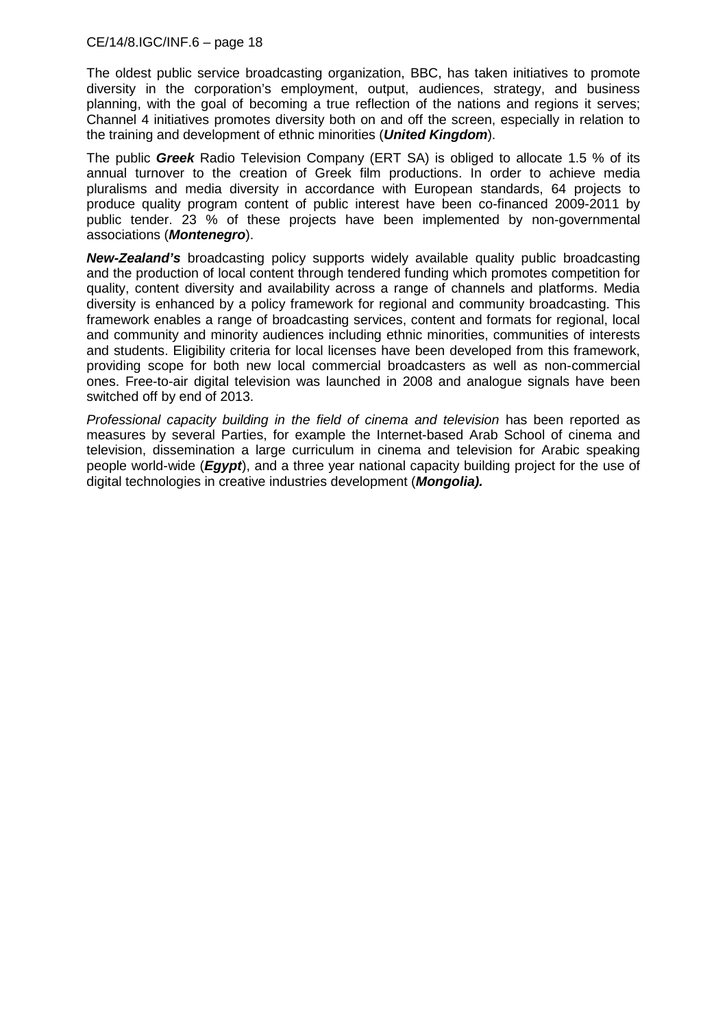The oldest public service broadcasting organization, BBC, has taken initiatives to promote diversity in the corporation's employment, output, audiences, strategy, and business planning, with the goal of becoming a true reflection of the nations and regions it serves; Channel 4 initiatives promotes diversity both on and off the screen, especially in relation to the training and development of ethnic minorities (***United Kingdom***).

The public ***Greek*** Radio Television Company (ERT SA) is obliged to allocate 1.5 % of its annual turnover to the creation of Greek film productions. In order to achieve media pluralisms and media diversity in accordance with European standards, 64 projects to produce quality program content of public interest have been co-financed 2009-2011 by public tender. 23 % of these projects have been implemented by non-governmental associations (***Montenegro***).

***New-Zealand's*** broadcasting policy supports widely available quality public broadcasting and the production of local content through tendered funding which promotes competition for quality, content diversity and availability across a range of channels and platforms. Media diversity is enhanced by a policy framework for regional and community broadcasting. This framework enables a range of broadcasting services, content and formats for regional, local and community and minority audiences including ethnic minorities, communities of interests and students. Eligibility criteria for local licenses have been developed from this framework, providing scope for both new local commercial broadcasters as well as non-commercial ones. Free-to-air digital television was launched in 2008 and analogue signals have been switched off by end of 2013.

*Professional capacity building in the field of cinema and television* has been reported as measures by several Parties, for example the Internet-based Arab School of cinema and television, dissemination a large curriculum in cinema and television for Arabic speaking people world-wide (***Egypt***), and a three year national capacity building project for the use of digital technologies in creative industries development (***Mongolia).***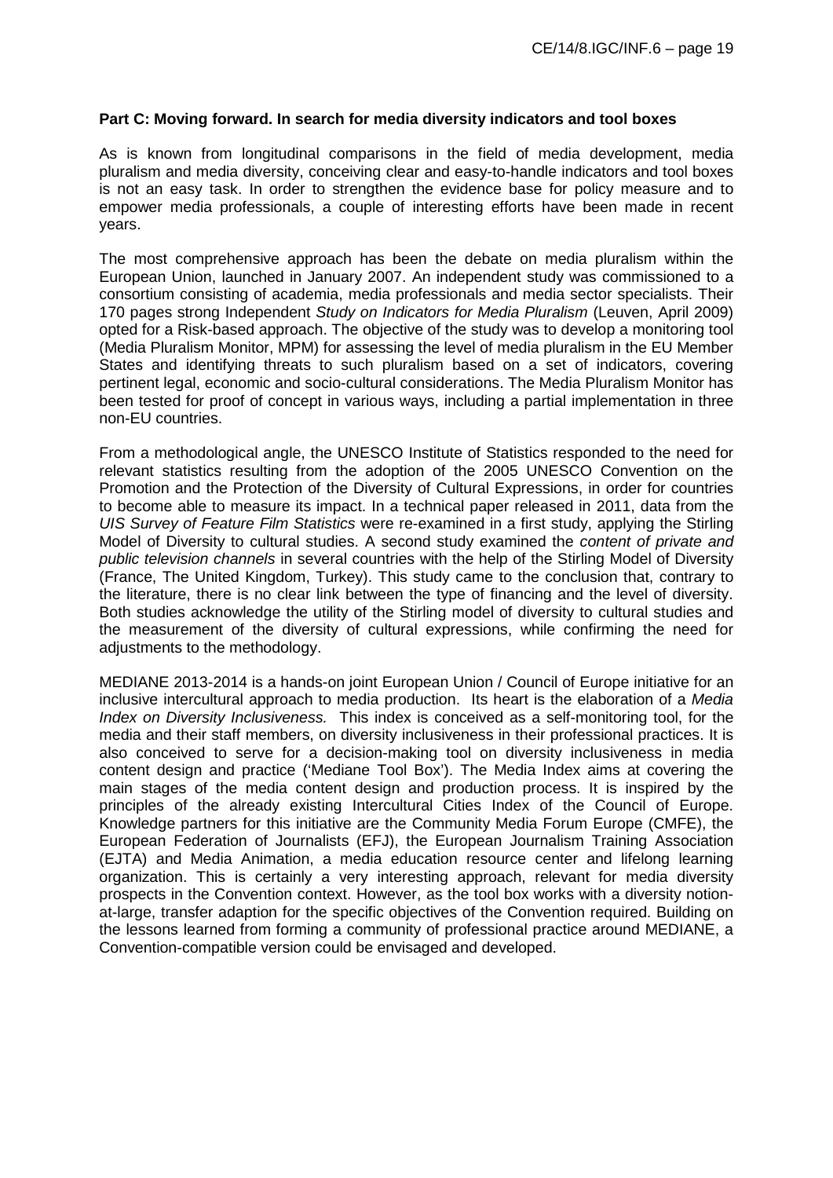**Part C: Moving forward. In search for media diversity indicators and tool boxes**

As is known from longitudinal comparisons in the field of media development, media pluralism and media diversity, conceiving clear and easy-to-handle indicators and tool boxes is not an easy task. In order to strengthen the evidence base for policy measure and to empower media professionals, a couple of interesting efforts have been made in recent years.

The most comprehensive approach has been the debate on media pluralism within the European Union, launched in January 2007. An independent study was commissioned to a consortium consisting of academia, media professionals and media sector specialists. Their 170 pages strong Independent *Study on Indicators for Media Pluralism* (Leuven, April 2009) opted for a Risk-based approach. The objective of the study was to develop a monitoring tool (Media Pluralism Monitor, MPM) for assessing the level of media pluralism in the EU Member States and identifying threats to such pluralism based on a set of indicators, covering pertinent legal, economic and socio-cultural considerations. The Media Pluralism Monitor has been tested for proof of concept in various ways, including a partial implementation in three non-EU countries.

From a methodological angle, the UNESCO Institute of Statistics responded to the need for relevant statistics resulting from the adoption of the 2005 UNESCO Convention on the Promotion and the Protection of the Diversity of Cultural Expressions, in order for countries to become able to measure its impact. In a technical paper released in 2011, data from the *UIS Survey of Feature Film Statistics* were re-examined in a first study, applying the Stirling Model of Diversity to cultural studies. A second study examined the *content of private and public television channels* in several countries with the help of the Stirling Model of Diversity (France, The United Kingdom, Turkey). This study came to the conclusion that, contrary to the literature, there is no clear link between the type of financing and the level of diversity. Both studies acknowledge the utility of the Stirling model of diversity to cultural studies and the measurement of the diversity of cultural expressions, while confirming the need for adjustments to the methodology.

MEDIANE 2013-2014 is a hands-on joint European Union / Council of Europe initiative for an inclusive intercultural approach to media production. Its heart is the elaboration of a *Media Index on Diversity Inclusiveness.* This index is conceived as a self-monitoring tool, for the media and their staff members, on diversity inclusiveness in their professional practices. It is also conceived to serve for a decision-making tool on diversity inclusiveness in media content design and practice ('Mediane Tool Box'). The Media Index aims at covering the main stages of the media content design and production process. It is inspired by the principles of the already existing Intercultural Cities Index of the Council of Europe. Knowledge partners for this initiative are the Community Media Forum Europe (CMFE), the European Federation of Journalists (EFJ), the European Journalism Training Association (EJTA) and Media Animation, a media education resource center and lifelong learning organization. This is certainly a very interesting approach, relevant for media diversity prospects in the Convention context. However, as the tool box works with a diversity notion-at-large, transfer adaption for the specific objectives of the Convention required. Building on the lessons learned from forming a community of professional practice around MEDIANE, a Convention-compatible version could be envisaged and developed.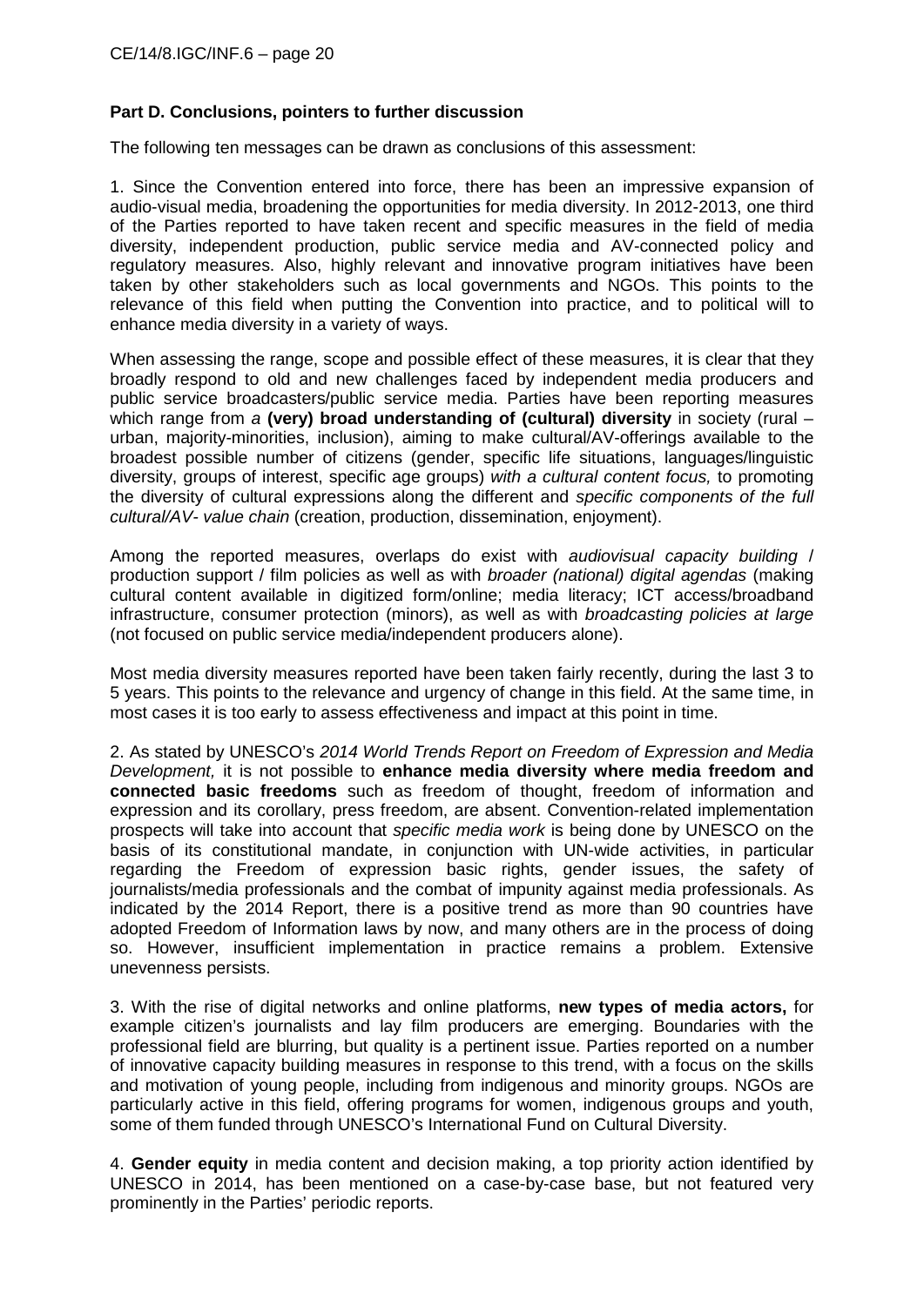**Part D. Conclusions, pointers to further discussion**

The following ten messages can be drawn as conclusions of this assessment:

1. Since the Convention entered into force, there has been an impressive expansion of audio-visual media, broadening the opportunities for media diversity. In 2012-2013, one third of the Parties reported to have taken recent and specific measures in the field of media diversity, independent production, public service media and AV-connected policy and regulatory measures. Also, highly relevant and innovative program initiatives have been taken by other stakeholders such as local governments and NGOs. This points to the relevance of this field when putting the Convention into practice, and to political will to enhance media diversity in a variety of ways.

When assessing the range, scope and possible effect of these measures, it is clear that they broadly respond to old and new challenges faced by independent media producers and public service broadcasters/public service media. Parties have been reporting measures which range from *a* **(very) broad understanding of (cultural) diversity** in society (rural – urban, majority-minorities, inclusion), aiming to make cultural/AV-offerings available to the broadest possible number of citizens (gender, specific life situations, languages/linguistic diversity, groups of interest, specific age groups) *with a cultural content focus,* to promoting the diversity of cultural expressions along the different and *specific components of the full cultural/AV- value chain* (creation, production, dissemination, enjoyment).

Among the reported measures, overlaps do exist with *audiovisual capacity building* / production support / film policies as well as with *broader (national) digital agendas* (making cultural content available in digitized form/online; media literacy; ICT access/broadband infrastructure, consumer protection (minors), as well as with *broadcasting policies at large* (not focused on public service media/independent producers alone).

Most media diversity measures reported have been taken fairly recently, during the last 3 to 5 years. This points to the relevance and urgency of change in this field. At the same time, in most cases it is too early to assess effectiveness and impact at this point in time.

2. As stated by UNESCO's *2014 World Trends Report on Freedom of Expression and Media Development,* it is not possible to **enhance media diversity where media freedom and connected basic freedoms** such as freedom of thought, freedom of information and expression and its corollary, press freedom, are absent. Convention-related implementation prospects will take into account that *specific media work* is being done by UNESCO on the basis of its constitutional mandate, in conjunction with UN-wide activities, in particular regarding the Freedom of expression basic rights, gender issues, the safety of journalists/media professionals and the combat of impunity against media professionals. As indicated by the 2014 Report, there is a positive trend as more than 90 countries have adopted Freedom of Information laws by now, and many others are in the process of doing so. However, insufficient implementation in practice remains a problem. Extensive unevenness persists.

3. With the rise of digital networks and online platforms, **new types of media actors,** for example citizen's journalists and lay film producers are emerging. Boundaries with the professional field are blurring, but quality is a pertinent issue. Parties reported on a number of innovative capacity building measures in response to this trend, with a focus on the skills and motivation of young people, including from indigenous and minority groups. NGOs are particularly active in this field, offering programs for women, indigenous groups and youth, some of them funded through UNESCO's International Fund on Cultural Diversity.

4. **Gender equity** in media content and decision making, a top priority action identified by UNESCO in 2014, has been mentioned on a case-by-case base, but not featured very prominently in the Parties' periodic reports.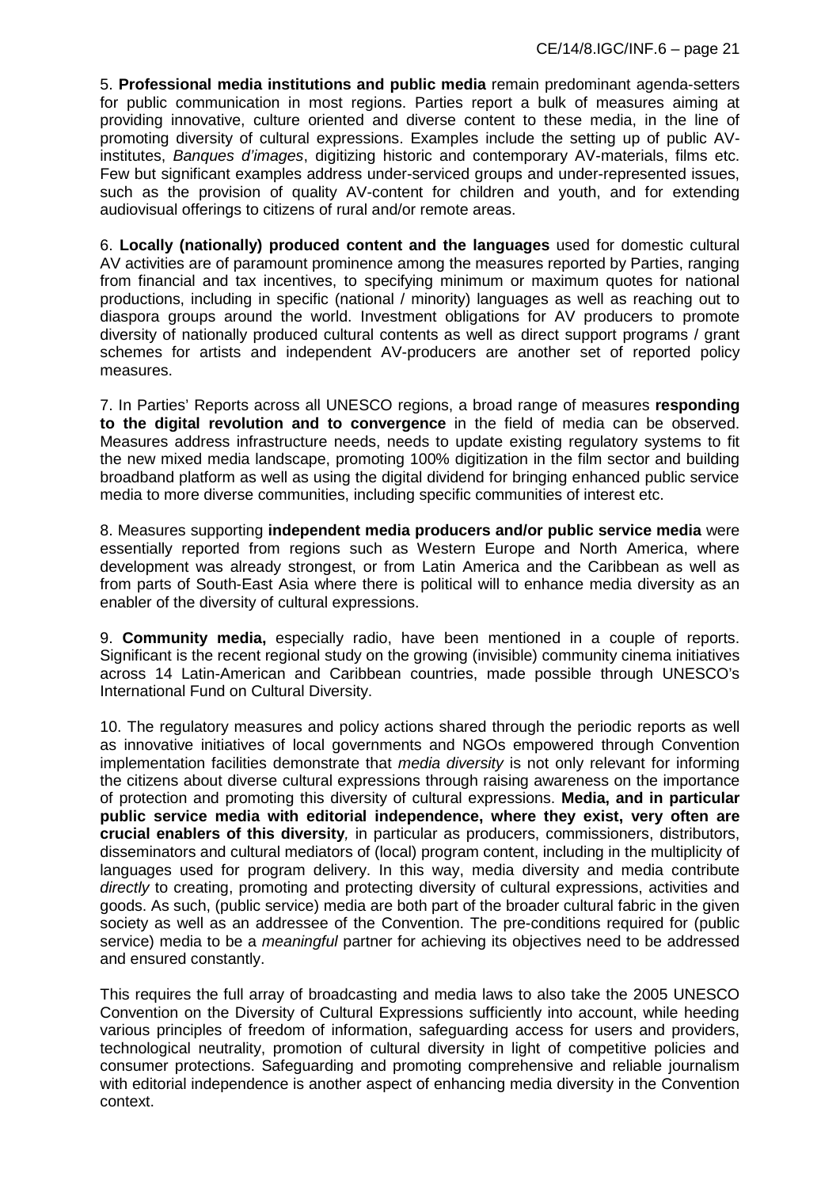5. **Professional media institutions and public media** remain predominant agenda-setters for public communication in most regions. Parties report a bulk of measures aiming at providing innovative, culture oriented and diverse content to these media, in the line of promoting diversity of cultural expressions. Examples include the setting up of public AV-institutes, *Banques d'images*, digitizing historic and contemporary AV-materials, films etc. Few but significant examples address under-serviced groups and under-represented issues, such as the provision of quality AV-content for children and youth, and for extending audiovisual offerings to citizens of rural and/or remote areas.

6. **Locally (nationally) produced content and the languages** used for domestic cultural AV activities are of paramount prominence among the measures reported by Parties, ranging from financial and tax incentives, to specifying minimum or maximum quotes for national productions, including in specific (national / minority) languages as well as reaching out to diaspora groups around the world. Investment obligations for AV producers to promote diversity of nationally produced cultural contents as well as direct support programs / grant schemes for artists and independent AV-producers are another set of reported policy measures.

7. In Parties' Reports across all UNESCO regions, a broad range of measures **responding to the digital revolution and to convergence** in the field of media can be observed. Measures address infrastructure needs, needs to update existing regulatory systems to fit the new mixed media landscape, promoting 100% digitization in the film sector and building broadband platform as well as using the digital dividend for bringing enhanced public service media to more diverse communities, including specific communities of interest etc.

8. Measures supporting **independent media producers and/or public service media** were essentially reported from regions such as Western Europe and North America, where development was already strongest, or from Latin America and the Caribbean as well as from parts of South-East Asia where there is political will to enhance media diversity as an enabler of the diversity of cultural expressions.

9. **Community media,** especially radio, have been mentioned in a couple of reports. Significant is the recent regional study on the growing (invisible) community cinema initiatives across 14 Latin-American and Caribbean countries, made possible through UNESCO's International Fund on Cultural Diversity.

10. The regulatory measures and policy actions shared through the periodic reports as well as innovative initiatives of local governments and NGOs empowered through Convention implementation facilities demonstrate that *media diversity* is not only relevant for informing the citizens about diverse cultural expressions through raising awareness on the importance of protection and promoting this diversity of cultural expressions. **Media, and in particular public service media with editorial independence, where they exist, very often are crucial enablers of this diversity***,* in particular as producers, commissioners, distributors, disseminators and cultural mediators of (local) program content, including in the multiplicity of languages used for program delivery. In this way, media diversity and media contribute *directly* to creating, promoting and protecting diversity of cultural expressions, activities and goods. As such, (public service) media are both part of the broader cultural fabric in the given society as well as an addressee of the Convention. The pre-conditions required for (public service) media to be a *meaningful* partner for achieving its objectives need to be addressed and ensured constantly.

This requires the full array of broadcasting and media laws to also take the 2005 UNESCO Convention on the Diversity of Cultural Expressions sufficiently into account, while heeding various principles of freedom of information, safeguarding access for users and providers, technological neutrality, promotion of cultural diversity in light of competitive policies and consumer protections. Safeguarding and promoting comprehensive and reliable journalism with editorial independence is another aspect of enhancing media diversity in the Convention context.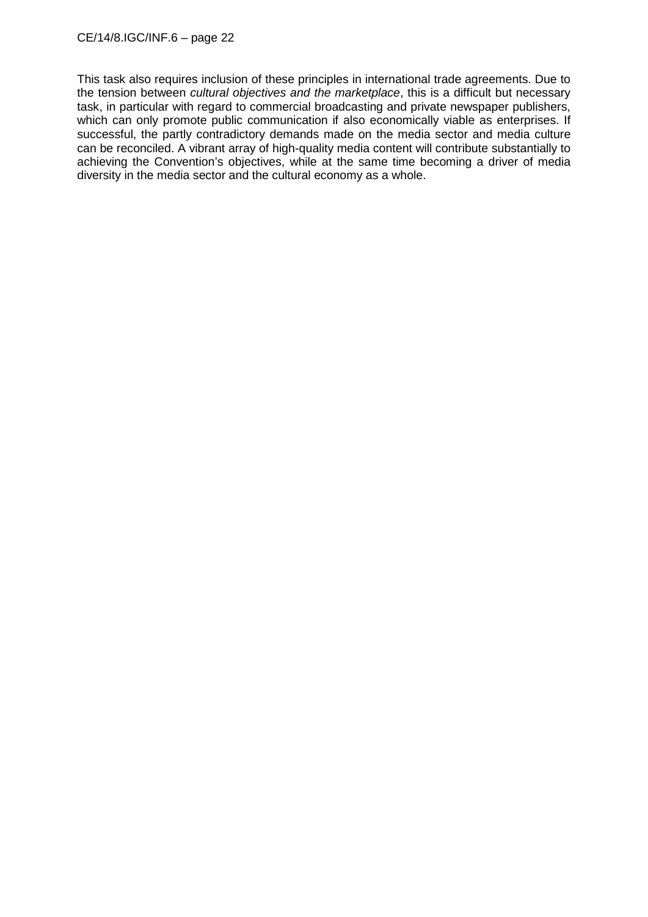This task also requires inclusion of these principles in international trade agreements. Due to the tension between *cultural objectives and the marketplace*, this is a difficult but necessary task, in particular with regard to commercial broadcasting and private newspaper publishers, which can only promote public communication if also economically viable as enterprises. If successful, the partly contradictory demands made on the media sector and media culture can be reconciled. A vibrant array of high-quality media content will contribute substantially to achieving the Convention's objectives, while at the same time becoming a driver of media diversity in the media sector and the cultural economy as a whole.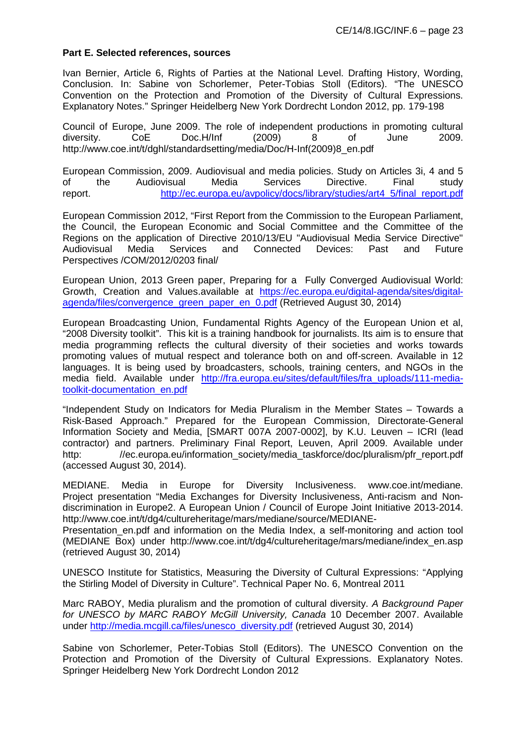**Part E. Selected references, sources**

Ivan Bernier, Article 6, Rights of Parties at the National Level. Drafting History, Wording, Conclusion. In: Sabine von Schorlemer, Peter-Tobias Stoll (Editors). "The UNESCO Convention on the Protection and Promotion of the Diversity of Cultural Expressions. Explanatory Notes." Springer Heidelberg New York Dordrecht London 2012, pp. 179-198

Council of Europe, June 2009. The role of independent productions in promoting cultural diversity. CoE Doc.H/Inf (2009) 8 of June 2009. http://www.coe.int/t/dghl/standardsetting/media/Doc/H-Inf(2009)8_en.pdf

European Commission, 2009. Audiovisual and media policies. Study on Articles 3i, 4 and 5 of the Audiovisual Media Services Directive. Final study report. http://ec.europa.eu/avpolicy/docs/library/studies/art4_5/final_report.pdf

European Commission 2012, "First Report from the Commission to the European Parliament, the Council, the European Economic and Social Committee and the Committee of the Regions on the application of Directive 2010/13/EU "Audiovisual Media Service Directive" Audiovisual Media Services and Connected Devices: Past and Future Perspectives /COM/2012/0203 final/

European Union, 2013 Green paper, Preparing for a Fully Converged Audiovisual World: Growth, Creation and Values.available at https://ec.europa.eu/digital-agenda/sites/digital-agenda/files/convergence_green_paper_en_0.pdf (Retrieved August 30, 2014)

European Broadcasting Union, Fundamental Rights Agency of the European Union et al, "2008 Diversity toolkit". This kit is a training handbook for journalists. Its aim is to ensure that media programming reflects the cultural diversity of their societies and works towards promoting values of mutual respect and tolerance both on and off-screen. Available in 12 languages. It is being used by broadcasters, schools, training centers, and NGOs in the media field. Available under http://fra.europa.eu/sites/default/files/fra_uploads/111-media-toolkit-documentation_en.pdf

"Independent Study on Indicators for Media Pluralism in the Member States – Towards a Risk-Based Approach." Prepared for the European Commission, Directorate-General Information Society and Media, [SMART 007A 2007-0002], by K.U. Leuven – ICRI (lead contractor) and partners. Preliminary Final Report, Leuven, April 2009. Available under http: //ec.europa.eu/information_society/media_taskforce/doc/pluralism/pfr_report.pdf (accessed August 30, 2014).

MEDIANE. Media in Europe for Diversity Inclusiveness. www.coe.int/mediane. Project presentation "Media Exchanges for Diversity Inclusiveness, Anti-racism and Non-discrimination in Europe2. A European Union / Council of Europe Joint Initiative 2013-2014. http://www.coe.int/t/dg4/cultureheritage/mars/mediane/source/MEDIANE-Presentation_en.pdf and information on the Media Index, a self-monitoring and action tool (MEDIANE Box) under http://www.coe.int/t/dg4/cultureheritage/mars/mediane/index_en.asp (retrieved August 30, 2014)

UNESCO Institute for Statistics, Measuring the Diversity of Cultural Expressions: "Applying the Stirling Model of Diversity in Culture". Technical Paper No. 6, Montreal 2011

Marc RABOY, Media pluralism and the promotion of cultural diversity. *A Background Paper for UNESCO by MARC RABOY McGill University, Canada* 10 December 2007. Available under http://media.mcgill.ca/files/unesco_diversity.pdf (retrieved August 30, 2014)

Sabine von Schorlemer, Peter-Tobias Stoll (Editors). The UNESCO Convention on the Protection and Promotion of the Diversity of Cultural Expressions. Explanatory Notes. Springer Heidelberg New York Dordrecht London 2012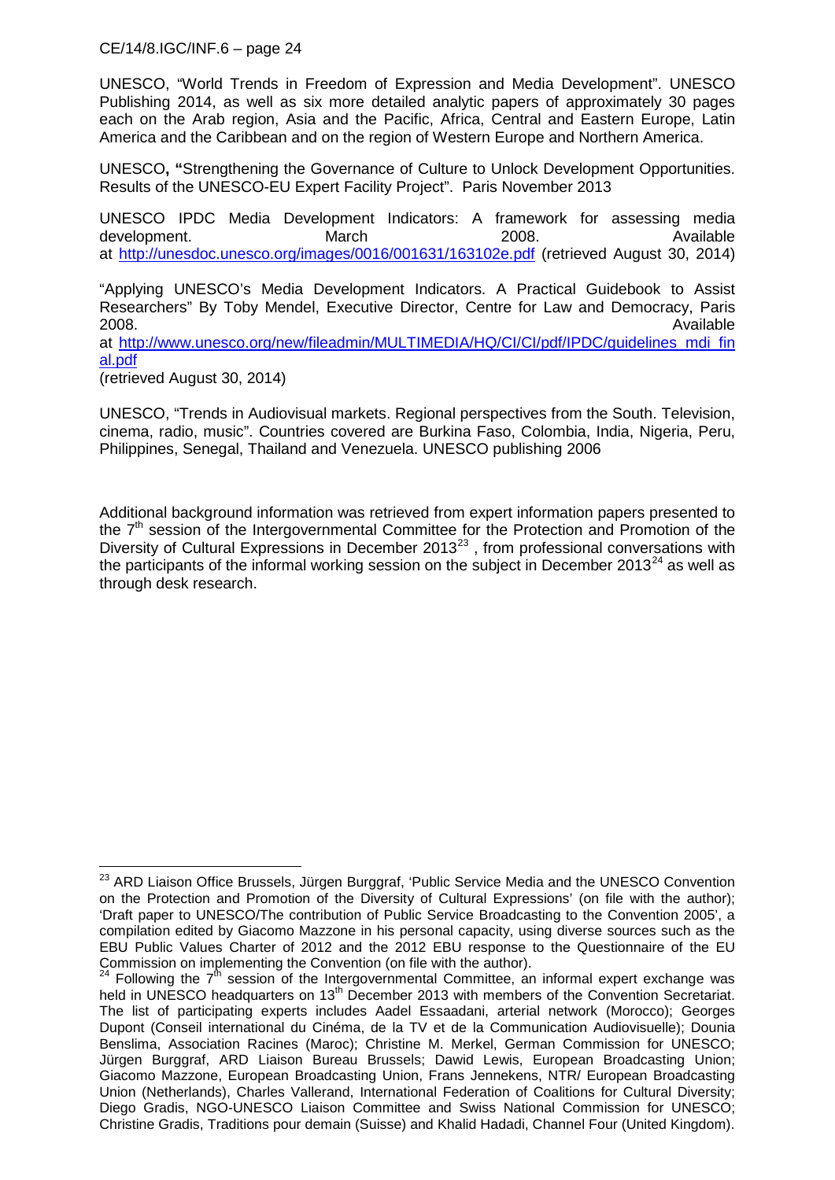UNESCO, "World Trends in Freedom of Expression and Media Development". UNESCO Publishing 2014, as well as six more detailed analytic papers of approximately 30 pages each on the Arab region, Asia and the Pacific, Africa, Central and Eastern Europe, Latin America and the Caribbean and on the region of Western Europe and Northern America.

UNESCO**, "**Strengthening the Governance of Culture to Unlock Development Opportunities. Results of the UNESCO-EU Expert Facility Project". Paris November 2013

UNESCO IPDC Media Development Indicators: A framework for assessing media development. March 2008. Available at http://unesdoc.unesco.org/images/0016/001631/163102e.pdf (retrieved August 30, 2014)

"Applying UNESCO's Media Development Indicators. A Practical Guidebook to Assist Researchers" By Toby Mendel, Executive Director, Centre for Law and Democracy, Paris 2008. Available at http://www.unesco.org/new/fileadmin/MULTIMEDIA/HQ/CI/CI/pdf/IPDC/guidelines_mdi_final.pdf
(retrieved August 30, 2014)

UNESCO, "Trends in Audiovisual markets. Regional perspectives from the South. Television, cinema, radio, music". Countries covered are Burkina Faso, Colombia, India, Nigeria, Peru, Philippines, Senegal, Thailand and Venezuela. UNESCO publishing 2006

Additional background information was retrieved from expert information papers presented to the 7th session of the Intergovernmental Committee for the Protection and Promotion of the Diversity of Cultural Expressions in December 2013[23] , from professional conversations with the participants of the informal working session on the subject in December 2013[24] as well as through desk research.

---

[23] ARD Liaison Office Brussels, Jürgen Burggraf, 'Public Service Media and the UNESCO Convention on the Protection and Promotion of the Diversity of Cultural Expressions' (on file with the author); 'Draft paper to UNESCO/The contribution of Public Service Broadcasting to the Convention 2005', a compilation edited by Giacomo Mazzone in his personal capacity, using diverse sources such as the EBU Public Values Charter of 2012 and the 2012 EBU response to the Questionnaire of the EU Commission on implementing the Convention (on file with the author).

[24] Following the 7th session of the Intergovernmental Committee, an informal expert exchange was held in UNESCO headquarters on 13th December 2013 with members of the Convention Secretariat. The list of participating experts includes Aadel Essaadani, arterial network (Morocco); Georges Dupont (Conseil international du Cinéma, de la TV et de la Communication Audiovisuelle); Dounia Benslima, Association Racines (Maroc); Christine M. Merkel, German Commission for UNESCO; Jürgen Burggraf, ARD Liaison Bureau Brussels; Dawid Lewis, European Broadcasting Union; Giacomo Mazzone, European Broadcasting Union, Frans Jennekens, NTR/ European Broadcasting Union (Netherlands), Charles Vallerand, International Federation of Coalitions for Cultural Diversity; Diego Gradis, NGO-UNESCO Liaison Committee and Swiss National Commission for UNESCO; Christine Gradis, Traditions pour demain (Suisse) and Khalid Hadadi, Channel Four (United Kingdom).